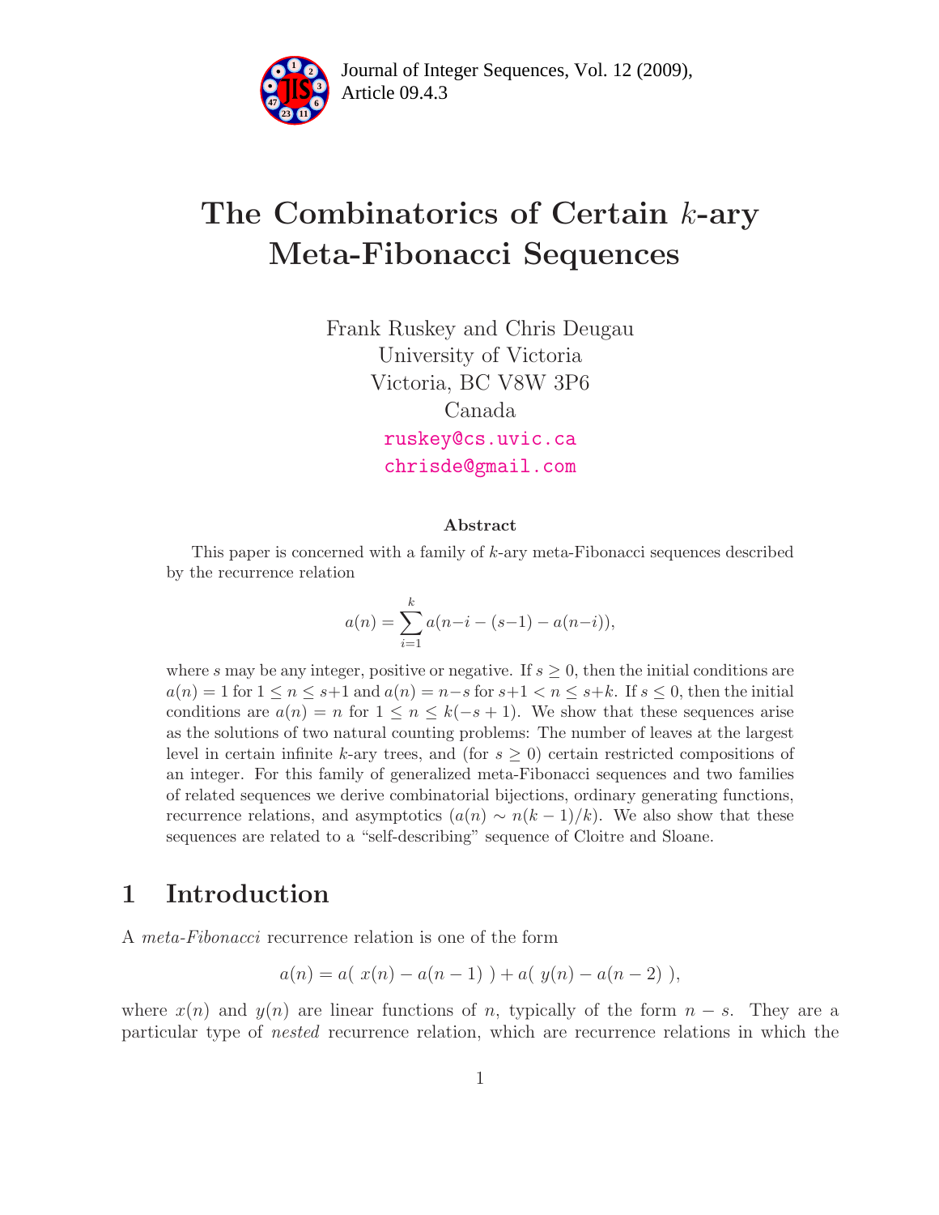# The Combinatorics of Certain $k$-ary Meta-Fibonacci Sequences

Frank Ruskey and Chris Deugau
University of Victoria
Victoria, BC V8W 3P6
Canada
ruskey@cs.uvic.ca
chrisde@gmail.com

### Abstract

This paper is concerned with a family of $k$-ary meta-Fibonacci sequences described by the recurrence relation

$$a(n) = \sum_{i=1}^{k} a(n-i-(s-1)-a(n-i)),$$

where $s$ may be any integer, positive or negative. If $s \geq 0$, then the initial conditions are $a(n) = 1$ for $1 \leq n \leq s+1$ and $a(n) = n-s$ for $s+1 < n \leq s+k$. If $s \leq 0$, then the initial conditions are $a(n) = n$ for $1 \leq n \leq k(-s+1)$. We show that these sequences arise as the solutions of two natural counting problems: The number of leaves at the largest level in certain infinite $k$-ary trees, and (for $s \geq 0$) certain restricted compositions of an integer. For this family of generalized meta-Fibonacci sequences and two families of related sequences we derive combinatorial bijections, ordinary generating functions, recurrence relations, and asymptotics ($a(n) \sim n(k-1)/k$). We also show that these sequences are related to a "self-describing" sequence of Cloitre and Sloane.

## 1 Introduction

A *meta-Fibonacci* recurrence relation is one of the form

$$a(n) = a(\ x(n) - a(n-1)\ ) + a(\ y(n) - a(n-2)\ ),$$

where $x(n)$ and $y(n)$ are linear functions of $n$, typically of the form $n - s$. They are a particular type of *nested* recurrence relation, which are recurrence relations in which the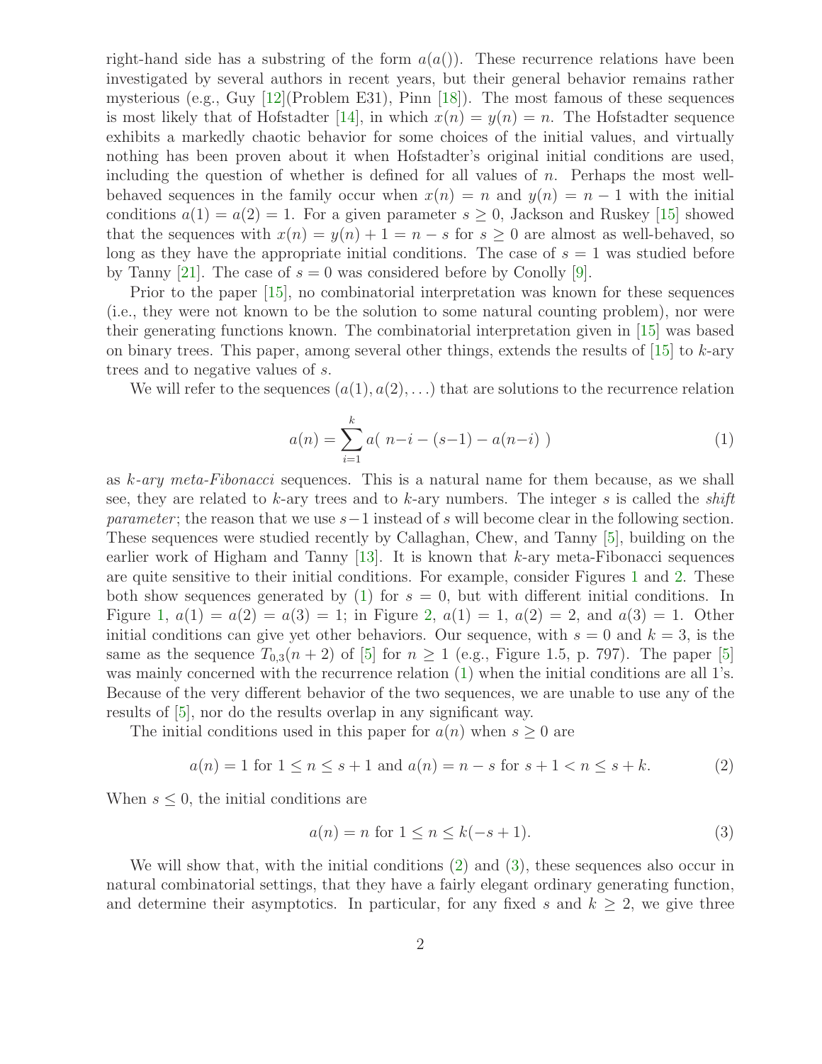right-hand side has a substring of the form $a(a())$. These recurrence relations have been investigated by several authors in recent years, but their general behavior remains rather mysterious (e.g., Guy [12](Problem E31), Pinn [18]). The most famous of these sequences is most likely that of Hofstadter [14], in which $x(n) = y(n) = n$. The Hofstadter sequence exhibits a markedly chaotic behavior for some choices of the initial values, and virtually nothing has been proven about it when Hofstadter's original initial conditions are used, including the question of whether is defined for all values of $n$. Perhaps the most well-behaved sequences in the family occur when $x(n) = n$ and $y(n) = n - 1$ with the initial conditions $a(1) = a(2) = 1$. For a given parameter $s \geq 0$, Jackson and Ruskey [15] showed that the sequences with $x(n) = y(n) + 1 = n - s$ for $s \geq 0$ are almost as well-behaved, so long as they have the appropriate initial conditions. The case of $s = 1$ was studied before by Tanny [21]. The case of $s = 0$ was considered before by Conolly [9].

Prior to the paper [15], no combinatorial interpretation was known for these sequences (i.e., they were not known to be the solution to some natural counting problem), nor were their generating functions known. The combinatorial interpretation given in [15] was based on binary trees. This paper, among several other things, extends the results of [15] to $k$-ary trees and to negative values of $s$.

We will refer to the sequences $(a(1), a(2), \ldots)$ that are solutions to the recurrence relation

$$a(n) = \sum_{i=1}^{k} a(\ n{-}i - (s{-}1) - a(n{-}i)\ ) \tag{1}$$

as *$k$-ary meta-Fibonacci* sequences. This is a natural name for them because, as we shall see, they are related to $k$-ary trees and to $k$-ary numbers. The integer $s$ is called the *shift parameter*; the reason that we use $s-1$ instead of $s$ will become clear in the following section. These sequences were studied recently by Callaghan, Chew, and Tanny [5], building on the earlier work of Higham and Tanny [13]. It is known that $k$-ary meta-Fibonacci sequences are quite sensitive to their initial conditions. For example, consider Figures 1 and 2. These both show sequences generated by (1) for $s = 0$, but with different initial conditions. In Figure 1, $a(1) = a(2) = a(3) = 1$; in Figure 2, $a(1) = 1$, $a(2) = 2$, and $a(3) = 1$. Other initial conditions can give yet other behaviors. Our sequence, with $s = 0$ and $k = 3$, is the same as the sequence $T_{0,3}(n + 2)$ of [5] for $n \geq 1$ (e.g., Figure 1.5, p. 797). The paper [5] was mainly concerned with the recurrence relation (1) when the initial conditions are all 1's. Because of the very different behavior of the two sequences, we are unable to use any of the results of [5], nor do the results overlap in any significant way.

The initial conditions used in this paper for $a(n)$ when $s \geq 0$ are

$$a(n) = 1 \text{ for } 1 \leq n \leq s + 1 \text{ and } a(n) = n - s \text{ for } s + 1 < n \leq s + k. \tag{2}$$

When $s \leq 0$, the initial conditions are

$$a(n) = n \text{ for } 1 \leq n \leq k(-s + 1). \tag{3}$$

We will show that, with the initial conditions (2) and (3), these sequences also occur in natural combinatorial settings, that they have a fairly elegant ordinary generating function, and determine their asymptotics. In particular, for any fixed $s$ and $k \geq 2$, we give three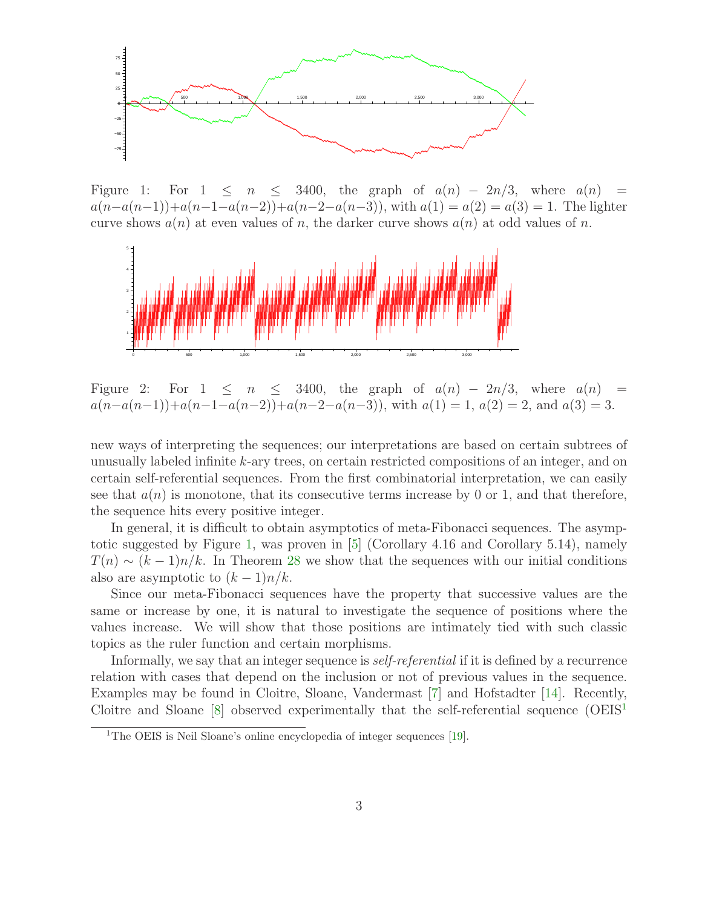Figure 1: For $1 \leq n \leq 3400$, the graph of $a(n) - 2n/3$, where $a(n) = a(n-a(n-1)) + a(n-1-a(n-2)) + a(n-2-a(n-3))$, with $a(1) = a(2) = a(3) = 1$. The lighter curve shows $a(n)$ at even values of $n$, the darker curve shows $a(n)$ at odd values of $n$.

Figure 2: For $1 \leq n \leq 3400$, the graph of $a(n) - 2n/3$, where $a(n) = a(n-a(n-1)) + a(n-1-a(n-2)) + a(n-2-a(n-3))$, with $a(1) = 1$, $a(2) = 2$, and $a(3) = 3$.

new ways of interpreting the sequences; our interpretations are based on certain subtrees of unusually labeled infinite $k$-ary trees, on certain restricted compositions of an integer, and on certain self-referential sequences. From the first combinatorial interpretation, we can easily see that $a(n)$ is monotone, that its consecutive terms increase by 0 or 1, and that therefore, the sequence hits every positive integer.

In general, it is difficult to obtain asymptotics of meta-Fibonacci sequences. The asymptotic suggested by Figure 1, was proven in [5] (Corollary 4.16 and Corollary 5.14), namely $T(n) \sim (k-1)n/k$. In Theorem 28 we show that the sequences with our initial conditions also are asymptotic to $(k-1)n/k$.

Since our meta-Fibonacci sequences have the property that successive values are the same or increase by one, it is natural to investigate the sequence of positions where the values increase. We will show that those positions are intimately tied with such classic topics as the ruler function and certain morphisms.

Informally, we say that an integer sequence is *self-referential* if it is defined by a recurrence relation with cases that depend on the inclusion or not of previous values in the sequence. Examples may be found in Cloitre, Sloane, Vandermast [7] and Hofstadter [14]. Recently, Cloitre and Sloane [8] observed experimentally that the self-referential sequence (OEIS[1]

[1] The OEIS is Neil Sloane's online encyclopedia of integer sequences [19].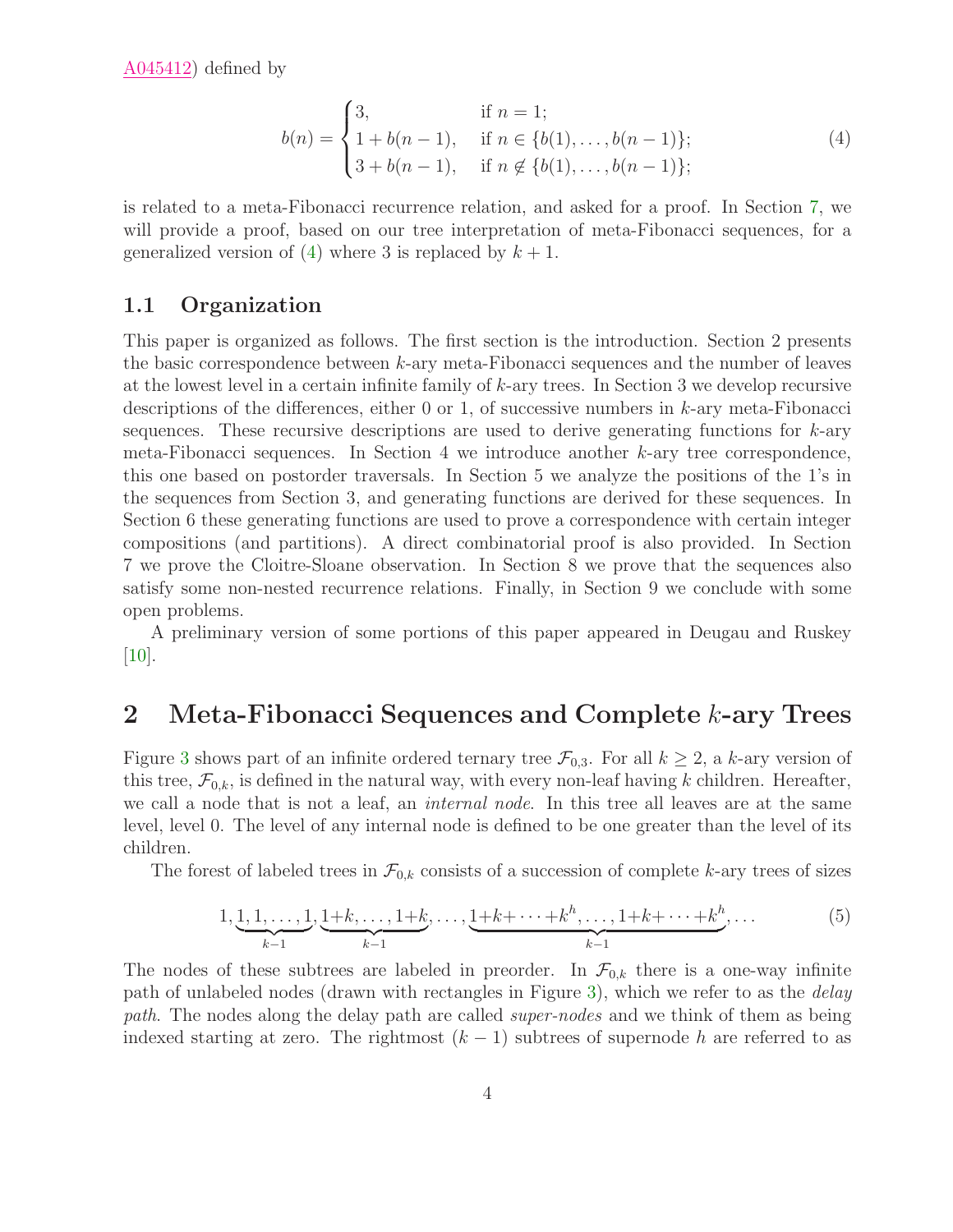A045412) defined by

$$
b(n) = \begin{cases} 3, & \text{if } n = 1; \\ 1 + b(n-1), & \text{if } n \in \{b(1), \ldots, b(n-1)\}; \\ 3 + b(n-1), & \text{if } n \notin \{b(1), \ldots, b(n-1)\}; \end{cases} \tag{4}
$$

is related to a meta-Fibonacci recurrence relation, and asked for a proof. In Section 7, we will provide a proof, based on our tree interpretation of meta-Fibonacci sequences, for a generalized version of (4) where 3 is replaced by $k + 1$.

## 1.1 Organization

This paper is organized as follows. The first section is the introduction. Section 2 presents the basic correspondence between $k$-ary meta-Fibonacci sequences and the number of leaves at the lowest level in a certain infinite family of $k$-ary trees. In Section 3 we develop recursive descriptions of the differences, either 0 or 1, of successive numbers in $k$-ary meta-Fibonacci sequences. These recursive descriptions are used to derive generating functions for $k$-ary meta-Fibonacci sequences. In Section 4 we introduce another $k$-ary tree correspondence, this one based on postorder traversals. In Section 5 we analyze the positions of the 1's in the sequences from Section 3, and generating functions are derived for these sequences. In Section 6 these generating functions are used to prove a correspondence with certain integer compositions (and partitions). A direct combinatorial proof is also provided. In Section 7 we prove the Cloitre-Sloane observation. In Section 8 we prove that the sequences also satisfy some non-nested recurrence relations. Finally, in Section 9 we conclude with some open problems.

A preliminary version of some portions of this paper appeared in Deugau and Ruskey [10].

# 2 Meta-Fibonacci Sequences and Complete $k$-ary Trees

Figure 3 shows part of an infinite ordered ternary tree $\mathcal{F}_{0,3}$. For all $k \geq 2$, a $k$-ary version of this tree, $\mathcal{F}_{0,k}$, is defined in the natural way, with every non-leaf having $k$ children. Hereafter, we call a node that is not a leaf, an *internal node*. In this tree all leaves are at the same level, level 0. The level of any internal node is defined to be one greater than the level of its children.

The forest of labeled trees in $\mathcal{F}_{0,k}$ consists of a succession of complete $k$-ary trees of sizes

$$
1, \underbrace{1, 1, \ldots, 1}_{k-1}, \underbrace{1+k, \ldots, 1+k}_{k-1}, \ldots, \underbrace{1+k+\cdots+k^h, \ldots, 1+k+\cdots+k^h}_{k-1}, \ldots \tag{5}
$$

The nodes of these subtrees are labeled in preorder. In $\mathcal{F}_{0,k}$ there is a one-way infinite path of unlabeled nodes (drawn with rectangles in Figure 3), which we refer to as the *delay path*. The nodes along the delay path are called *super-nodes* and we think of them as being indexed starting at zero. The rightmost $(k-1)$ subtrees of supernode $h$ are referred to as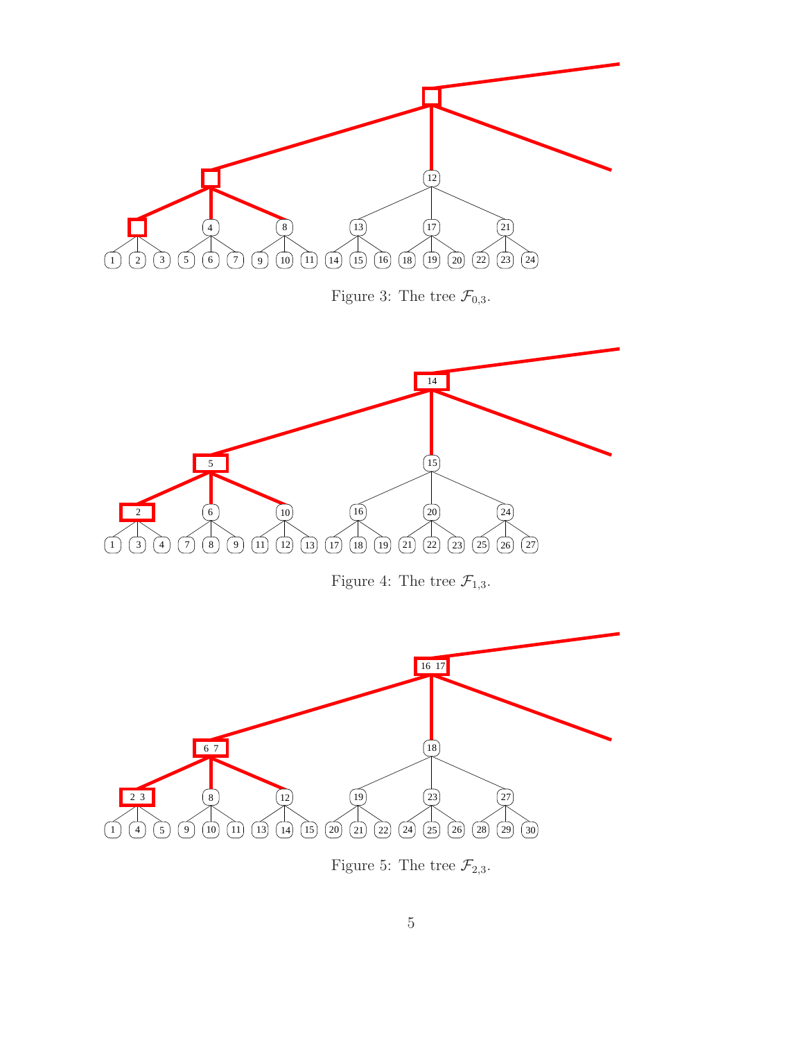Figure 3: The tree $\mathcal{F}_{0,3}$.

Figure 4: The tree $\mathcal{F}_{1,3}$.

Figure 5: The tree $\mathcal{F}_{2,3}$.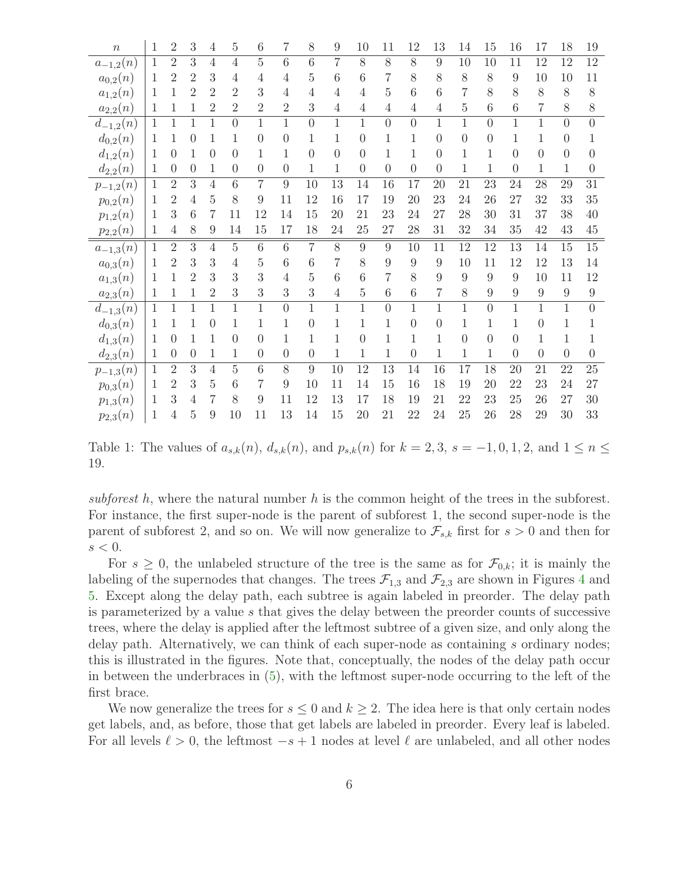| $n$ | 1 | 2 | 3 | 4 | 5 | 6 | 7 | 8 | 9 | 10 | 11 | 12 | 13 | 14 | 15 | 16 | 17 | 18 | 19 |
|---|---|---|---|---|---|---|---|---|---|---|---|---|---|---|---|---|---|---|---|
| $a_{-1,2}(n)$ | 1 | 2 | 3 | 4 | 4 | 5 | 6 | 6 | 7 | 8 | 8 | 8 | 9 | 10 | 10 | 11 | 12 | 12 | 12 |
| $a_{0,2}(n)$ | 1 | 2 | 2 | 3 | 4 | 4 | 4 | 5 | 6 | 6 | 7 | 8 | 8 | 8 | 8 | 9 | 10 | 10 | 11 |
| $a_{1,2}(n)$ | 1 | 1 | 2 | 2 | 2 | 3 | 4 | 4 | 4 | 4 | 5 | 6 | 6 | 7 | 8 | 8 | 8 | 8 | 8 |
| $a_{2,2}(n)$ | 1 | 1 | 1 | 2 | 2 | 2 | 2 | 3 | 4 | 4 | 4 | 4 | 4 | 5 | 6 | 6 | 7 | 8 | 8 |
| $d_{-1,2}(n)$ | 1 | 1 | 1 | 1 | 0 | 1 | 1 | 0 | 1 | 1 | 0 | 0 | 1 | 1 | 0 | 1 | 1 | 0 | 0 |
| $d_{0,2}(n)$ | 1 | 1 | 0 | 1 | 1 | 0 | 0 | 1 | 1 | 0 | 1 | 1 | 0 | 0 | 0 | 1 | 1 | 0 | 1 |
| $d_{1,2}(n)$ | 1 | 0 | 1 | 0 | 0 | 1 | 1 | 0 | 0 | 0 | 1 | 1 | 0 | 1 | 1 | 0 | 0 | 0 | 0 |
| $d_{2,2}(n)$ | 1 | 0 | 0 | 1 | 0 | 0 | 0 | 1 | 1 | 0 | 0 | 0 | 0 | 1 | 1 | 0 | 1 | 1 | 0 |
| $p_{-1,2}(n)$ | 1 | 2 | 3 | 4 | 6 | 7 | 9 | 10 | 13 | 14 | 16 | 17 | 20 | 21 | 23 | 24 | 28 | 29 | 31 |
| $p_{0,2}(n)$ | 1 | 2 | 4 | 5 | 8 | 9 | 11 | 12 | 16 | 17 | 19 | 20 | 23 | 24 | 26 | 27 | 32 | 33 | 35 |
| $p_{1,2}(n)$ | 1 | 3 | 6 | 7 | 11 | 12 | 14 | 15 | 20 | 21 | 23 | 24 | 27 | 28 | 30 | 31 | 37 | 38 | 40 |
| $p_{2,2}(n)$ | 1 | 4 | 8 | 9 | 14 | 15 | 17 | 18 | 24 | 25 | 27 | 28 | 31 | 32 | 34 | 35 | 42 | 43 | 45 |
| $a_{-1,3}(n)$ | 1 | 2 | 3 | 4 | 5 | 6 | 6 | 7 | 8 | 9 | 9 | 10 | 11 | 12 | 12 | 13 | 14 | 15 | 15 |
| $a_{0,3}(n)$ | 1 | 2 | 3 | 3 | 4 | 5 | 6 | 6 | 7 | 8 | 9 | 9 | 9 | 10 | 11 | 12 | 12 | 13 | 14 |
| $a_{1,3}(n)$ | 1 | 1 | 2 | 3 | 3 | 3 | 4 | 5 | 6 | 6 | 7 | 8 | 9 | 9 | 9 | 9 | 10 | 11 | 12 |
| $a_{2,3}(n)$ | 1 | 1 | 1 | 2 | 3 | 3 | 3 | 3 | 4 | 5 | 6 | 6 | 7 | 8 | 9 | 9 | 9 | 9 | 9 |
| $d_{-1,3}(n)$ | 1 | 1 | 1 | 1 | 1 | 1 | 0 | 1 | 1 | 1 | 0 | 1 | 1 | 1 | 0 | 1 | 1 | 1 | 0 |
| $d_{0,3}(n)$ | 1 | 1 | 1 | 0 | 1 | 1 | 1 | 0 | 1 | 1 | 1 | 0 | 0 | 1 | 1 | 1 | 0 | 1 | 1 |
| $d_{1,3}(n)$ | 1 | 0 | 1 | 1 | 0 | 0 | 1 | 1 | 1 | 0 | 1 | 1 | 1 | 0 | 0 | 0 | 1 | 1 | 1 |
| $d_{2,3}(n)$ | 1 | 0 | 0 | 1 | 1 | 0 | 0 | 0 | 1 | 1 | 1 | 0 | 1 | 1 | 1 | 0 | 0 | 0 | 0 |
| $p_{-1,3}(n)$ | 1 | 2 | 3 | 4 | 5 | 6 | 8 | 9 | 10 | 12 | 13 | 14 | 16 | 17 | 18 | 20 | 21 | 22 | 25 |
| $p_{0,3}(n)$ | 1 | 2 | 3 | 5 | 6 | 7 | 9 | 10 | 11 | 14 | 15 | 16 | 18 | 19 | 20 | 22 | 23 | 24 | 27 |
| $p_{1,3}(n)$ | 1 | 3 | 4 | 7 | 8 | 9 | 11 | 12 | 13 | 17 | 18 | 19 | 21 | 22 | 23 | 25 | 26 | 27 | 30 |
| $p_{2,3}(n)$ | 1 | 4 | 5 | 9 | 10 | 11 | 13 | 14 | 15 | 20 | 21 | 22 | 24 | 25 | 26 | 28 | 29 | 30 | 33 |

Table 1: The values of $a_{s,k}(n)$, $d_{s,k}(n)$, and $p_{s,k}(n)$ for $k = 2, 3$, $s = -1, 0, 1, 2$, and $1 \leq n \leq 19$.

*subforest* $h$, where the natural number $h$ is the common height of the trees in the subforest. For instance, the first super-node is the parent of subforest 1, the second super-node is the parent of subforest 2, and so on. We will now generalize to $\mathcal{F}_{s,k}$ first for $s > 0$ and then for $s < 0$.

For $s \geq 0$, the unlabeled structure of the tree is the same as for $\mathcal{F}_{0,k}$; it is mainly the labeling of the supernodes that changes. The trees $\mathcal{F}_{1,3}$ and $\mathcal{F}_{2,3}$ are shown in Figures 4 and 5. Except along the delay path, each subtree is again labeled in preorder. The delay path is parameterized by a value $s$ that gives the delay between the preorder counts of successive trees, where the delay is applied after the leftmost subtree of a given size, and only along the delay path. Alternatively, we can think of each super-node as containing $s$ ordinary nodes; this is illustrated in the figures. Note that, conceptually, the nodes of the delay path occur in between the underbraces in (5), with the leftmost super-node occurring to the left of the first brace.

We now generalize the trees for $s \leq 0$ and $k \geq 2$. The idea here is that only certain nodes get labels, and, as before, those that get labels are labeled in preorder. Every leaf is labeled. For all levels $\ell > 0$, the leftmost $-s + 1$ nodes at level $\ell$ are unlabeled, and all other nodes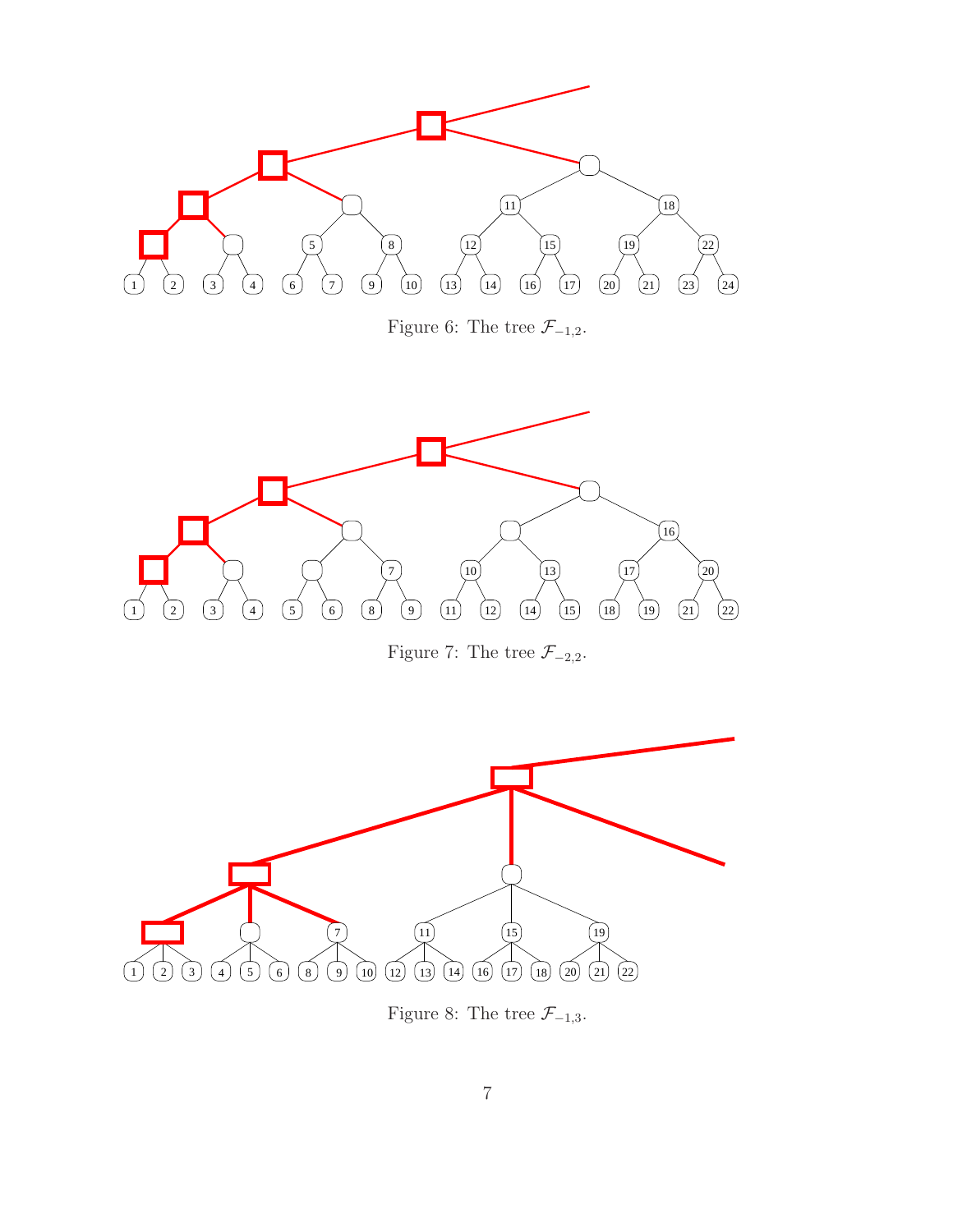Figure 6: The tree $\mathcal{F}_{-1,2}$.

Figure 7: The tree $\mathcal{F}_{-2,2}$.

Figure 8: The tree $\mathcal{F}_{-1,3}$.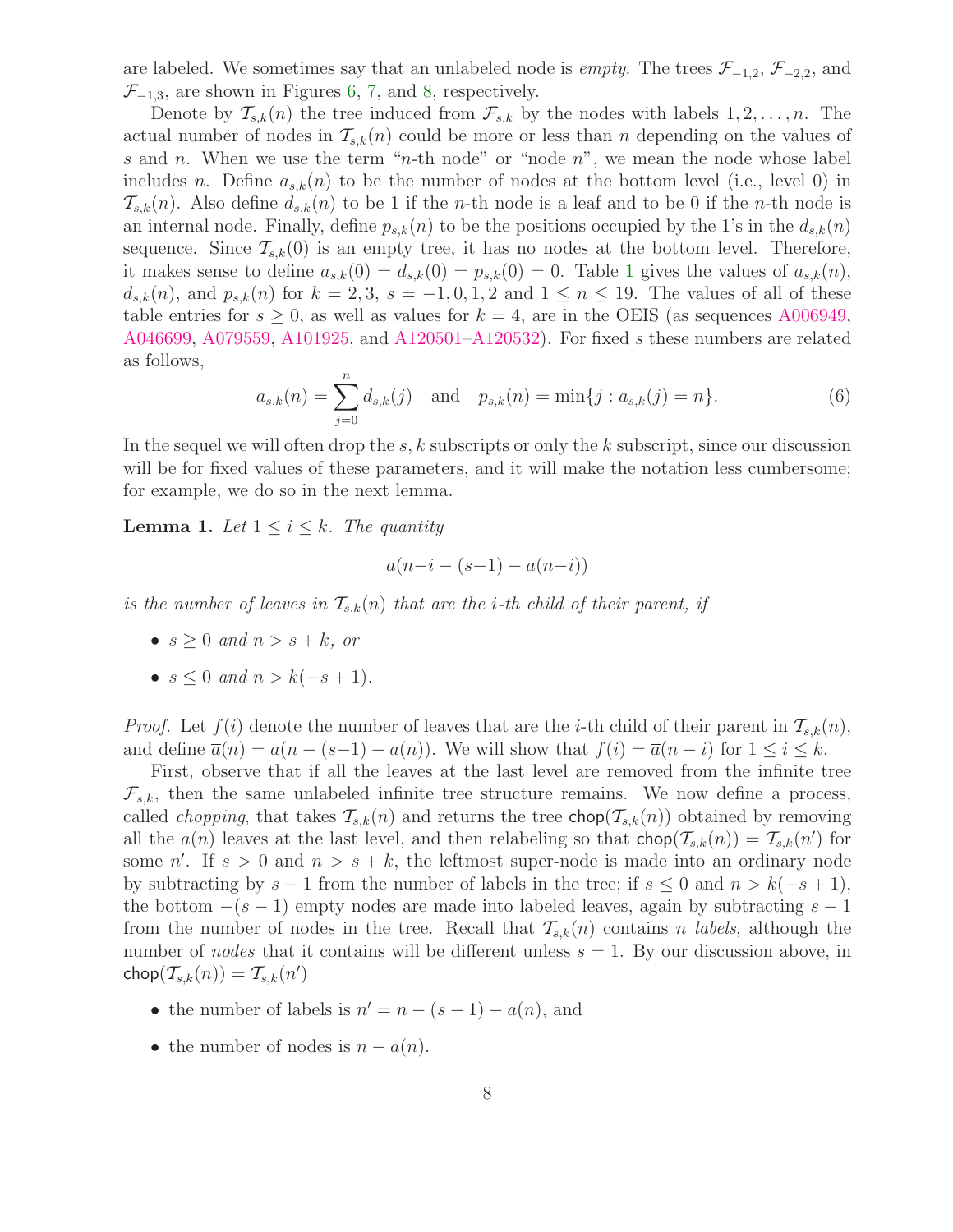are labeled. We sometimes say that an unlabeled node is *empty*. The trees $\mathcal{F}_{-1,2}$, $\mathcal{F}_{-2,2}$, and $\mathcal{F}_{-1,3}$, are shown in Figures 6, 7, and 8, respectively.

Denote by $\mathcal{T}_{s,k}(n)$ the tree induced from $\mathcal{F}_{s,k}$ by the nodes with labels $1, 2, \ldots, n$. The actual number of nodes in $\mathcal{T}_{s,k}(n)$ could be more or less than $n$ depending on the values of $s$ and $n$. When we use the term "$n$-th node" or "node $n$", we mean the node whose label includes $n$. Define $a_{s,k}(n)$ to be the number of nodes at the bottom level (i.e., level 0) in $\mathcal{T}_{s,k}(n)$. Also define $d_{s,k}(n)$ to be 1 if the $n$-th node is a leaf and to be 0 if the $n$-th node is an internal node. Finally, define $p_{s,k}(n)$ to be the positions occupied by the 1's in the $d_{s,k}(n)$ sequence. Since $\mathcal{T}_{s,k}(0)$ is an empty tree, it has no nodes at the bottom level. Therefore, it makes sense to define $a_{s,k}(0) = d_{s,k}(0) = p_{s,k}(0) = 0$. Table 1 gives the values of $a_{s,k}(n)$, $d_{s,k}(n)$, and $p_{s,k}(n)$ for $k = 2, 3$, $s = -1, 0, 1, 2$ and $1 \leq n \leq 19$. The values of all of these table entries for $s \geq 0$, as well as values for $k = 4$, are in the OEIS (as sequences A006949, A046699, A079559, A101925, and A120501–A120532). For fixed $s$ these numbers are related as follows,

$$a_{s,k}(n) = \sum_{j=0}^{n} d_{s,k}(j) \quad \text{and} \quad p_{s,k}(n) = \min\{j : a_{s,k}(j) = n\}. \tag{6}$$

In the sequel we will often drop the $s, k$ subscripts or only the $k$ subscript, since our discussion will be for fixed values of these parameters, and it will make the notation less cumbersome; for example, we do so in the next lemma.

**Lemma 1.** *Let $1 \leq i \leq k$. The quantity*

$$a(n-i-(s-1)-a(n-i))$$

*is the number of leaves in $\mathcal{T}_{s,k}(n)$ that are the $i$-th child of their parent, if*

- *$s \geq 0$ and $n > s + k$, or*
- *$s \leq 0$ and $n > k(-s + 1)$.*

*Proof.* Let $f(i)$ denote the number of leaves that are the $i$-th child of their parent in $\mathcal{T}_{s,k}(n)$, and define $\overline{a}(n) = a(n-(s-1)-a(n))$. We will show that $f(i) = \overline{a}(n-i)$ for $1 \leq i \leq k$.

First, observe that if all the leaves at the last level are removed from the infinite tree $\mathcal{F}_{s,k}$, then the same unlabeled infinite tree structure remains. We now define a process, called *chopping*, that takes $\mathcal{T}_{s,k}(n)$ and returns the tree $\mathsf{chop}(\mathcal{T}_{s,k}(n))$ obtained by removing all the $a(n)$ leaves at the last level, and then relabeling so that $\mathsf{chop}(\mathcal{T}_{s,k}(n)) = \mathcal{T}_{s,k}(n')$ for some $n'$. If $s > 0$ and $n > s + k$, the leftmost super-node is made into an ordinary node by subtracting by $s - 1$ from the number of labels in the tree; if $s \leq 0$ and $n > k(-s+1)$, the bottom $-(s-1)$ empty nodes are made into labeled leaves, again by subtracting $s - 1$ from the number of nodes in the tree. Recall that $\mathcal{T}_{s,k}(n)$ contains $n$ *labels*, although the number of *nodes* that it contains will be different unless $s = 1$. By our discussion above, in $\mathsf{chop}(\mathcal{T}_{s,k}(n)) = \mathcal{T}_{s,k}(n')$

- the number of labels is $n' = n - (s-1) - a(n)$, and
- the number of nodes is $n - a(n)$.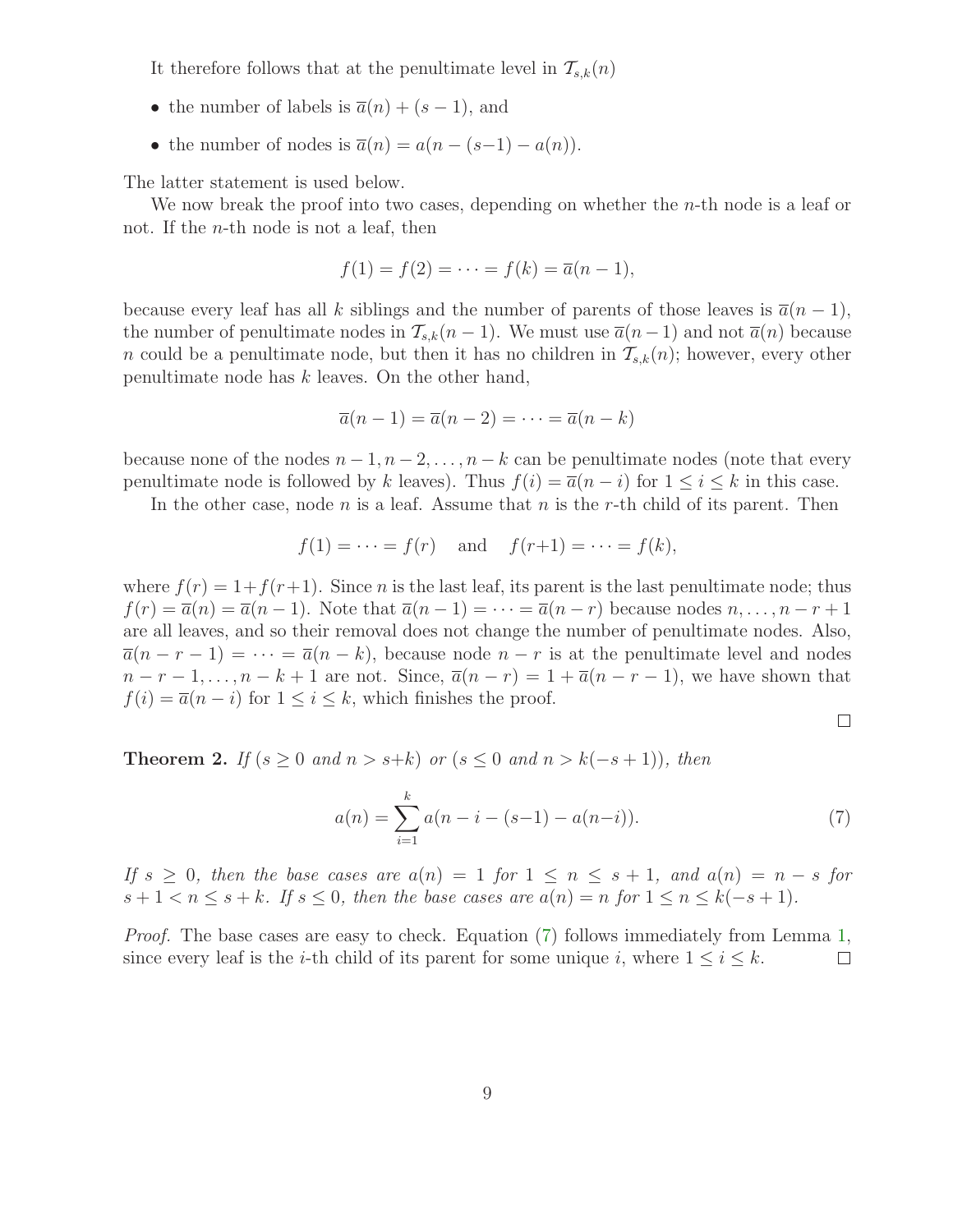It therefore follows that at the penultimate level in $\mathcal{T}_{s,k}(n)$

- the number of labels is $\overline{a}(n) + (s-1)$, and
- the number of nodes is $\overline{a}(n) = a(n - (s-1) - a(n))$.

The latter statement is used below.

We now break the proof into two cases, depending on whether the $n$-th node is a leaf or not. If the $n$-th node is not a leaf, then

$$f(1) = f(2) = \cdots = f(k) = \overline{a}(n-1),$$

because every leaf has all $k$ siblings and the number of parents of those leaves is $\overline{a}(n-1)$, the number of penultimate nodes in $\mathcal{T}_{s,k}(n-1)$. We must use $\overline{a}(n-1)$ and not $\overline{a}(n)$ because $n$ could be a penultimate node, but then it has no children in $\mathcal{T}_{s,k}(n)$; however, every other penultimate node has $k$ leaves. On the other hand,

$$\overline{a}(n-1) = \overline{a}(n-2) = \cdots = \overline{a}(n-k)$$

because none of the nodes $n-1, n-2, \ldots, n-k$ can be penultimate nodes (note that every penultimate node is followed by $k$ leaves). Thus $f(i) = \overline{a}(n-i)$ for $1 \le i \le k$ in this case.

In the other case, node $n$ is a leaf. Assume that $n$ is the $r$-th child of its parent. Then

$$f(1) = \cdots = f(r) \quad \text{and} \quad f(r+1) = \cdots = f(k),$$

where $f(r) = 1 + f(r+1)$. Since $n$ is the last leaf, its parent is the last penultimate node; thus $f(r) = \overline{a}(n) = \overline{a}(n-1)$. Note that $\overline{a}(n-1) = \cdots = \overline{a}(n-r)$ because nodes $n, \ldots, n-r+1$ are all leaves, and so their removal does not change the number of penultimate nodes. Also, $\overline{a}(n-r-1) = \cdots = \overline{a}(n-k)$, because node $n-r$ is at the penultimate level and nodes $n-r-1, \ldots, n-k+1$ are not. Since, $\overline{a}(n-r) = 1 + \overline{a}(n-r-1)$, we have shown that $f(i) = \overline{a}(n-i)$ for $1 \le i \le k$, which finishes the proof. □

**Theorem 2.** *If ($s \ge 0$ and $n > s+k$) or ($s \le 0$ and $n > k(-s+1)$), then*

$$a(n) = \sum_{i=1}^{k} a(n - i - (s-1) - a(n-i)). \tag{7}$$

*If $s \ge 0$, then the base cases are $a(n) = 1$ for $1 \le n \le s+1$, and $a(n) = n - s$ for $s+1 < n \le s+k$. If $s \le 0$, then the base cases are $a(n) = n$ for $1 \le n \le k(-s+1)$.*

*Proof.* The base cases are easy to check. Equation (7) follows immediately from Lemma 1, since every leaf is the $i$-th child of its parent for some unique $i$, where $1 \le i \le k$. □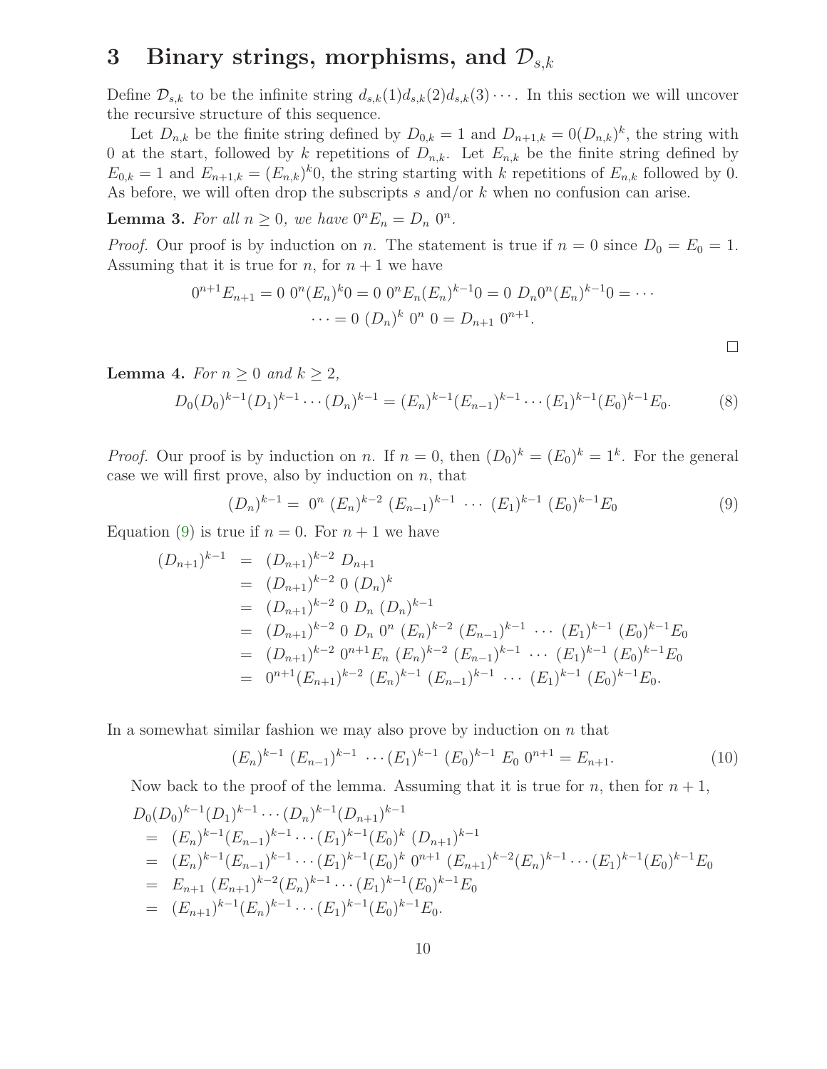# 3 Binary strings, morphisms, and $\mathcal{D}_{s,k}$

Define $\mathcal{D}_{s,k}$ to be the infinite string $d_{s,k}(1)d_{s,k}(2)d_{s,k}(3)\cdots$. In this section we will uncover the recursive structure of this sequence.

Let $D_{n,k}$ be the finite string defined by $D_{0,k} = 1$ and $D_{n+1,k} = 0(D_{n,k})^k$, the string with 0 at the start, followed by $k$ repetitions of $D_{n,k}$. Let $E_{n,k}$ be the finite string defined by $E_{0,k} = 1$ and $E_{n+1,k} = (E_{n,k})^k 0$, the string starting with $k$ repetitions of $E_{n,k}$ followed by 0. As before, we will often drop the subscripts $s$ and/or $k$ when no confusion can arise.

**Lemma 3.** *For all $n \geq 0$, we have $0^n E_n = D_n\ 0^n$.*

*Proof.* Our proof is by induction on $n$. The statement is true if $n = 0$ since $D_0 = E_0 = 1$. Assuming that it is true for $n$, for $n+1$ we have

$$0^{n+1}E_{n+1} = 0\ 0^n(E_n)^k 0 = 0\ 0^n E_n (E_n)^{k-1}0 = 0\ D_n 0^n (E_n)^{k-1}0 = \cdots$$
$$\cdots = 0\ (D_n)^k\ 0^n\ 0 = D_{n+1}\ 0^{n+1}.$$

□

**Lemma 4.** *For $n \geq 0$ and $k \geq 2$,*

$$D_0(D_0)^{k-1}(D_1)^{k-1}\cdots(D_n)^{k-1} = (E_n)^{k-1}(E_{n-1})^{k-1}\cdots(E_1)^{k-1}(E_0)^{k-1}E_0. \tag{8}$$

*Proof.* Our proof is by induction on $n$. If $n = 0$, then $(D_0)^k = (E_0)^k = 1^k$. For the general case we will first prove, also by induction on $n$, that

$$(D_n)^{k-1} = \ 0^n\ (E_n)^{k-2}\ (E_{n-1})^{k-1}\ \cdots\ (E_1)^{k-1}\ (E_0)^{k-1}E_0 \tag{9}$$

Equation (9) is true if $n = 0$. For $n+1$ we have

$$\begin{aligned}
(D_{n+1})^{k-1} &= (D_{n+1})^{k-2}\ D_{n+1} \\
&= (D_{n+1})^{k-2}\ 0\ (D_n)^k \\
&= (D_{n+1})^{k-2}\ 0\ D_n\ (D_n)^{k-1} \\
&= (D_{n+1})^{k-2}\ 0\ D_n\ 0^n\ (E_n)^{k-2}\ (E_{n-1})^{k-1}\ \cdots\ (E_1)^{k-1}\ (E_0)^{k-1}E_0 \\
&= (D_{n+1})^{k-2}\ 0^{n+1}E_n\ (E_n)^{k-2}\ (E_{n-1})^{k-1}\ \cdots\ (E_1)^{k-1}\ (E_0)^{k-1}E_0 \\
&= 0^{n+1}(E_{n+1})^{k-2}\ (E_n)^{k-1}\ (E_{n-1})^{k-1}\ \cdots\ (E_1)^{k-1}\ (E_0)^{k-1}E_0.
\end{aligned}$$

In a somewhat similar fashion we may also prove by induction on $n$ that

$$(E_n)^{k-1}\ (E_{n-1})^{k-1}\ \cdots(E_1)^{k-1}\ (E_0)^{k-1}\ E_0\ 0^{n+1} = E_{n+1}. \tag{10}$$

Now back to the proof of the lemma. Assuming that it is true for $n$, then for $n+1$,

$$\begin{aligned}
&D_0(D_0)^{k-1}(D_1)^{k-1}\cdots(D_n)^{k-1}(D_{n+1})^{k-1} \\
&= (E_n)^{k-1}(E_{n-1})^{k-1}\cdots(E_1)^{k-1}(E_0)^k\ (D_{n+1})^{k-1} \\
&= (E_n)^{k-1}(E_{n-1})^{k-1}\cdots(E_1)^{k-1}(E_0)^k\ 0^{n+1}\ (E_{n+1})^{k-2}(E_n)^{k-1}\cdots(E_1)^{k-1}(E_0)^{k-1}E_0 \\
&= E_{n+1}\ (E_{n+1})^{k-2}(E_n)^{k-1}\cdots(E_1)^{k-1}(E_0)^{k-1}E_0 \\
&= (E_{n+1})^{k-1}(E_n)^{k-1}\cdots(E_1)^{k-1}(E_0)^{k-1}E_0.
\end{aligned}$$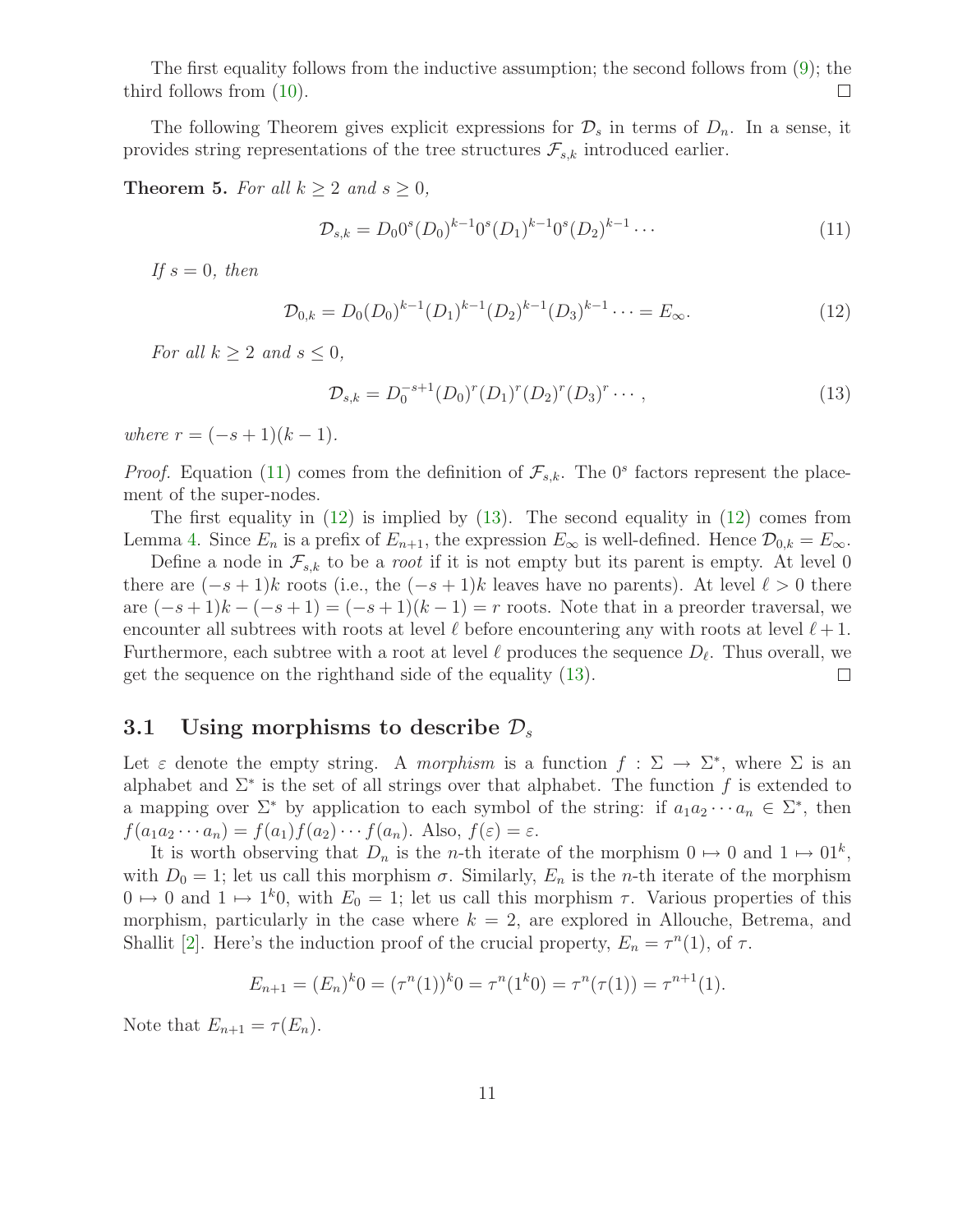The first equality follows from the inductive assumption; the second follows from (9); the third follows from (10). □

The following Theorem gives explicit expressions for $\mathcal{D}_s$ in terms of $D_n$. In a sense, it provides string representations of the tree structures $\mathcal{F}_{s,k}$ introduced earlier.

**Theorem 5.** *For all $k \geq 2$ and $s \geq 0$,*

$$\mathcal{D}_{s,k} = D_0 0^s (D_0)^{k-1} 0^s (D_1)^{k-1} 0^s (D_2)^{k-1} \cdots \tag{11}$$

*If $s = 0$, then*

$$\mathcal{D}_{0,k} = D_0 (D_0)^{k-1} (D_1)^{k-1} (D_2)^{k-1} (D_3)^{k-1} \cdots = E_\infty. \tag{12}$$

*For all $k \geq 2$ and $s \leq 0$,*

$$\mathcal{D}_{s,k} = D_0^{-s+1} (D_0)^r (D_1)^r (D_2)^r (D_3)^r \cdots, \tag{13}$$

*where $r = (-s+1)(k-1)$.*

*Proof.* Equation (11) comes from the definition of $\mathcal{F}_{s,k}$. The $0^s$ factors represent the placement of the super-nodes.

The first equality in (12) is implied by (13). The second equality in (12) comes from Lemma 4. Since $E_n$ is a prefix of $E_{n+1}$, the expression $E_\infty$ is well-defined. Hence $\mathcal{D}_{0,k} = E_\infty$.

Define a node in $\mathcal{F}_{s,k}$ to be a *root* if it is not empty but its parent is empty. At level 0 there are $(-s+1)k$ roots (i.e., the $(-s+1)k$ leaves have no parents). At level $\ell > 0$ there are $(-s+1)k - (-s+1) = (-s+1)(k-1) = r$ roots. Note that in a preorder traversal, we encounter all subtrees with roots at level $\ell$ before encountering any with roots at level $\ell + 1$. Furthermore, each subtree with a root at level $\ell$ produces the sequence $D_\ell$. Thus overall, we get the sequence on the righthand side of the equality (13). □

### 3.1 Using morphisms to describe $\mathcal{D}_s$

Let $\varepsilon$ denote the empty string. A *morphism* is a function $f : \Sigma \to \Sigma^*$, where $\Sigma$ is an alphabet and $\Sigma^*$ is the set of all strings over that alphabet. The function $f$ is extended to a mapping over $\Sigma^*$ by application to each symbol of the string: if $a_1 a_2 \cdots a_n \in \Sigma^*$, then $f(a_1 a_2 \cdots a_n) = f(a_1) f(a_2) \cdots f(a_n)$. Also, $f(\varepsilon) = \varepsilon$.

It is worth observing that $D_n$ is the $n$-th iterate of the morphism $0 \mapsto 0$ and $1 \mapsto 01^k$, with $D_0 = 1$; let us call this morphism $\sigma$. Similarly, $E_n$ is the $n$-th iterate of the morphism $0 \mapsto 0$ and $1 \mapsto 1^k 0$, with $E_0 = 1$; let us call this morphism $\tau$. Various properties of this morphism, particularly in the case where $k = 2$, are explored in Allouche, Betrema, and Shallit [2]. Here's the induction proof of the crucial property, $E_n = \tau^n(1)$, of $\tau$.

$$E_{n+1} = (E_n)^k 0 = (\tau^n(1))^k 0 = \tau^n(1^k 0) = \tau^n(\tau(1)) = \tau^{n+1}(1).$$

Note that $E_{n+1} = \tau(E_n)$.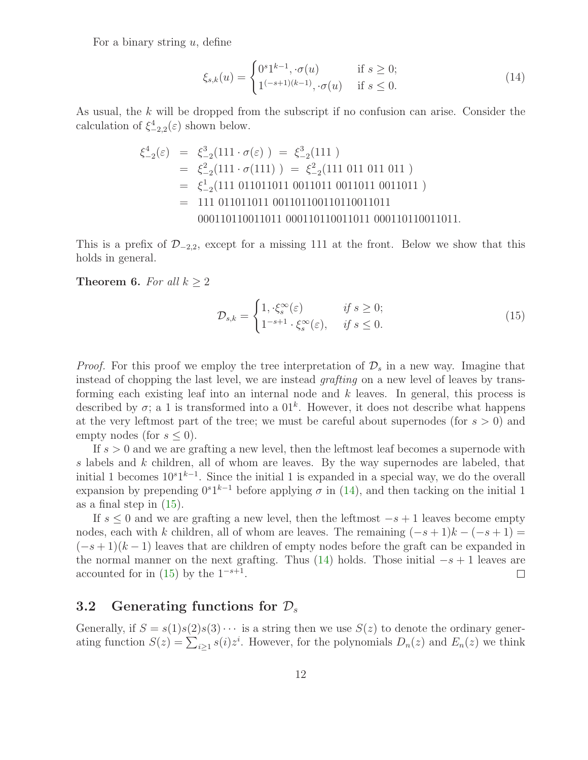For a binary string $u$, define

$$\xi_{s,k}(u) = \begin{cases} 0^s 1^{k-1}, \cdot \sigma(u) & \text{if } s \geq 0; \\ 1^{(-s+1)(k-1)}, \cdot \sigma(u) & \text{if } s \leq 0. \end{cases} \tag{14}$$

As usual, the $k$ will be dropped from the subscript if no confusion can arise. Consider the calculation of $\xi_{-2,2}^4(\varepsilon)$ shown below.

$$\begin{aligned}
\xi_{-2}^4(\varepsilon) &= \xi_{-2}^3(111 \cdot \sigma(\varepsilon)\ ) \ = \ \xi_{-2}^3(111\ ) \\
&= \xi_{-2}^2(111 \cdot \sigma(111)\ ) \ = \ \xi_{-2}^2(111\ 011\ 011\ 011\ ) \\
&= \xi_{-2}^1(111\ 011011011\ 0011011\ 0011011\ 0011011\ ) \\
&= 111\ 011011011\ 001101100110110011011 \\
&\quad\ 000110110011011\ 000110110011011\ 000110110011011.
\end{aligned}$$

This is a prefix of $\mathcal{D}_{-2,2}$, except for a missing 111 at the front. Below we show that this holds in general.

**Theorem 6.** *For all $k \geq 2$*

$$\mathcal{D}_{s,k} = \begin{cases} 1, \cdot \xi_s^\infty(\varepsilon) & \text{if } s \geq 0; \\ 1^{-s+1} \cdot \xi_s^\infty(\varepsilon), & \text{if } s \leq 0. \end{cases} \tag{15}$$

*Proof.* For this proof we employ the tree interpretation of $\mathcal{D}_s$ in a new way. Imagine that instead of chopping the last level, we are instead *grafting* on a new level of leaves by transforming each existing leaf into an internal node and $k$ leaves. In general, this process is described by $\sigma$; a 1 is transformed into a $01^k$. However, it does not describe what happens at the very leftmost part of the tree; we must be careful about supernodes (for $s > 0$) and empty nodes (for $s \leq 0$).

If $s > 0$ and we are grafting a new level, then the leftmost leaf becomes a supernode with $s$ labels and $k$ children, all of whom are leaves. By the way supernodes are labeled, that initial 1 becomes $10^s 1^{k-1}$. Since the initial 1 is expanded in a special way, we do the overall expansion by prepending $0^s 1^{k-1}$ before applying $\sigma$ in (14), and then tacking on the initial 1 as a final step in (15).

If $s \leq 0$ and we are grafting a new level, then the leftmost $-s+1$ leaves become empty nodes, each with $k$ children, all of whom are leaves. The remaining $(-s+1)k - (-s+1) = (-s+1)(k-1)$ leaves that are children of empty nodes before the graft can be expanded in the normal manner on the next grafting. Thus (14) holds. Those initial $-s+1$ leaves are accounted for in (15) by the $1^{-s+1}$. ☐

### 3.2 Generating functions for $\mathcal{D}_s$

Generally, if $S = s(1)s(2)s(3)\cdots$ is a string then we use $S(z)$ to denote the ordinary generating function $S(z) = \sum_{i \geq 1} s(i) z^i$. However, for the polynomials $D_n(z)$ and $E_n(z)$ we think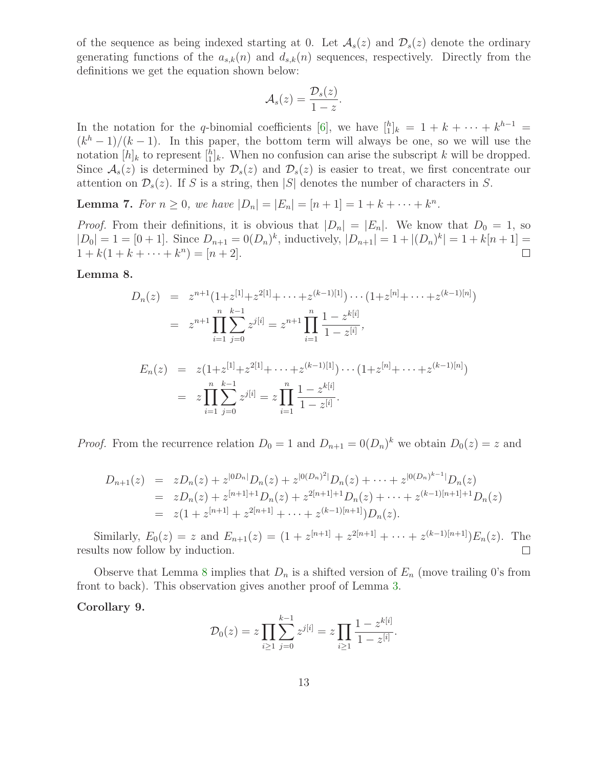of the sequence as being indexed starting at 0. Let $\mathcal{A}_s(z)$ and $\mathcal{D}_s(z)$ denote the ordinary generating functions of the $a_{s,k}(n)$ and $d_{s,k}(n)$ sequences, respectively. Directly from the definitions we get the equation shown below:

$$\mathcal{A}_s(z) = \frac{\mathcal{D}_s(z)}{1-z}.$$

In the notation for the $q$-binomial coefficients [6], we have $\left[{h \atop 1}\right]_k = 1 + k + \cdots + k^{h-1} = (k^h - 1)/(k-1)$. In this paper, the bottom term will always be one, so we will use the notation $[h]_k$ to represent $\left[{h \atop 1}\right]_k$. When no confusion can arise the subscript $k$ will be dropped. Since $\mathcal{A}_s(z)$ is determined by $\mathcal{D}_s(z)$ and $\mathcal{D}_s(z)$ is easier to treat, we first concentrate our attention on $\mathcal{D}_s(z)$. If $S$ is a string, then $|S|$ denotes the number of characters in $S$.

**Lemma 7.** *For $n \geq 0$, we have $|D_n| = |E_n| = [n+1] = 1 + k + \cdots + k^n$.*

*Proof.* From their definitions, it is obvious that $|D_n| = |E_n|$. We know that $D_0 = 1$, so $|D_0| = 1 = [0+1]$. Since $D_{n+1} = 0(D_n)^k$, inductively, $|D_{n+1}| = 1 + |(D_n)^k| = 1 + k[n+1] = 1 + k(1 + k + \cdots + k^n) = [n+2]$. $\square$

**Lemma 8.**

$$\begin{aligned} D_n(z) &= z^{n+1}(1+z^{[1]}+z^{2[1]}+\cdots+z^{(k-1)[1]})\cdots(1+z^{[n]}+\cdots+z^{(k-1)[n]}) \\ &= z^{n+1}\prod_{i=1}^{n}\sum_{j=0}^{k-1} z^{j[i]} = z^{n+1}\prod_{i=1}^{n}\frac{1-z^{k[i]}}{1-z^{[i]}}, \end{aligned}$$

$$\begin{aligned} E_n(z) &= z(1+z^{[1]}+z^{2[1]}+\cdots+z^{(k-1)[1]})\cdots(1+z^{[n]}+\cdots+z^{(k-1)[n]}) \\ &= z\prod_{i=1}^{n}\sum_{j=0}^{k-1} z^{j[i]} = z\prod_{i=1}^{n}\frac{1-z^{k[i]}}{1-z^{[i]}}. \end{aligned}$$

*Proof.* From the recurrence relation $D_0 = 1$ and $D_{n+1} = 0(D_n)^k$ we obtain $D_0(z) = z$ and

$$\begin{aligned} D_{n+1}(z) &= zD_n(z) + z^{|0D_n|}D_n(z) + z^{|0(D_n)^2|}D_n(z) + \cdots + z^{|0(D_n)^{k-1}|}D_n(z) \\ &= zD_n(z) + z^{[n+1]+1}D_n(z) + z^{2[n+1]+1}D_n(z) + \cdots + z^{(k-1)[n+1]+1}D_n(z) \\ &= z(1 + z^{[n+1]} + z^{2[n+1]} + \cdots + z^{(k-1)[n+1]})D_n(z). \end{aligned}$$

Similarly, $E_0(z) = z$ and $E_{n+1}(z) = (1 + z^{[n+1]} + z^{2[n+1]} + \cdots + z^{(k-1)[n+1]})E_n(z)$. The results now follow by induction. $\square$

Observe that Lemma 8 implies that $D_n$ is a shifted version of $E_n$ (move trailing 0's from front to back). This observation gives another proof of Lemma 3.

**Corollary 9.**

$$\mathcal{D}_0(z) = z\prod_{i\geq 1}\sum_{j=0}^{k-1} z^{j[i]} = z\prod_{i\geq 1}\frac{1-z^{k[i]}}{1-z^{[i]}}.$$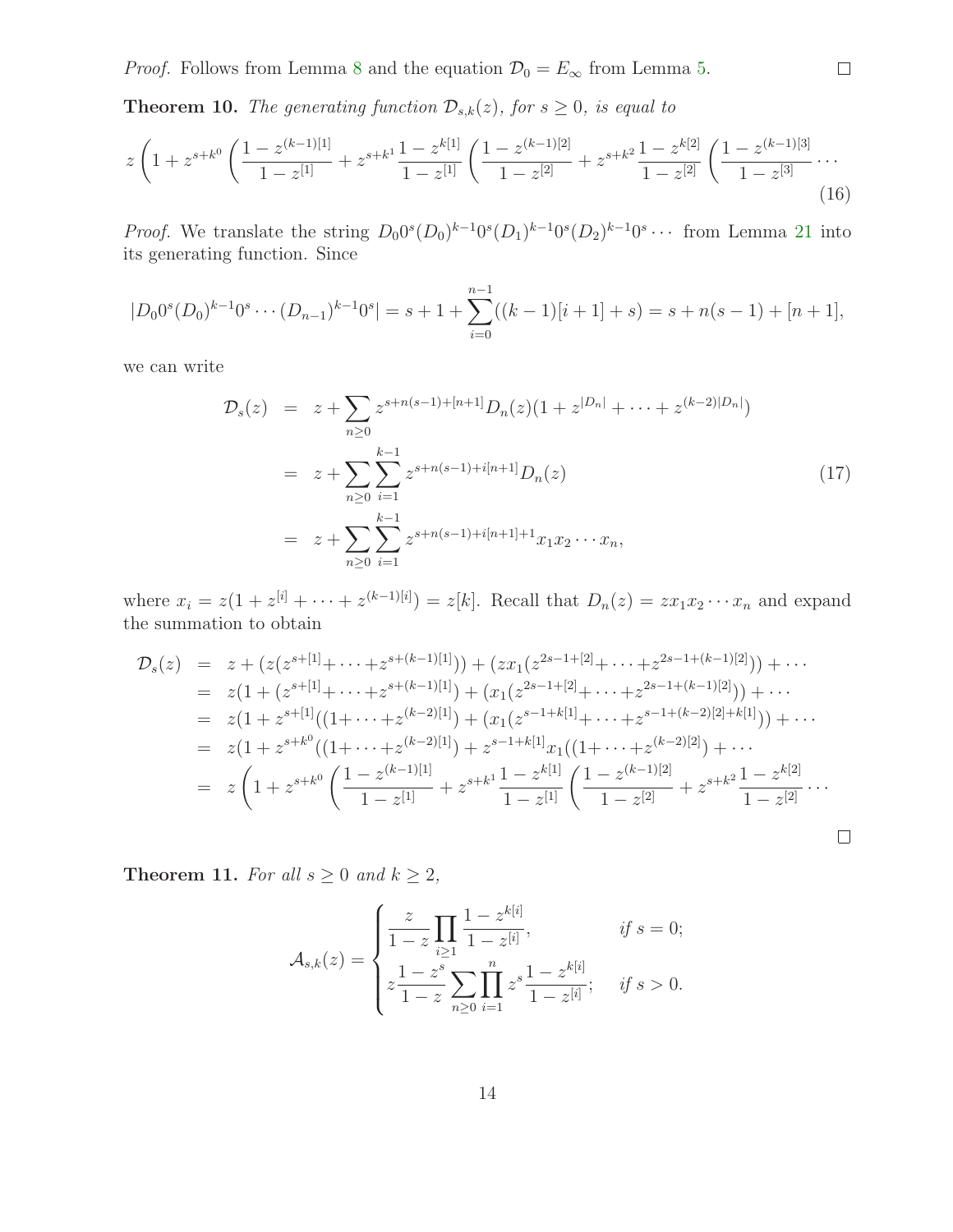*Proof.* Follows from Lemma 8 and the equation $\mathcal{D}_0 = E_\infty$ from Lemma 5. $\square$

**Theorem 10.** *The generating function $\mathcal{D}_{s,k}(z)$, for $s \geq 0$, is equal to*

$$z\left(1 + z^{s+k^0}\left(\frac{1-z^{(k-1)[1]}}{1-z^{[1]}} + z^{s+k^1}\frac{1-z^{k[1]}}{1-z^{[1]}}\left(\frac{1-z^{(k-1)[2]}}{1-z^{[2]}} + z^{s+k^2}\frac{1-z^{k[2]}}{1-z^{[2]}}\left(\frac{1-z^{(k-1)[3]}}{1-z^{[3]}}\cdots\right.\right.\right.\right. \tag{16}$$

*Proof.* We translate the string $D_0 0^s (D_0)^{k-1} 0^s (D_1)^{k-1} 0^s (D_2)^{k-1} 0^s \cdots$ from Lemma 21 into its generating function. Since

$$|D_0 0^s (D_0)^{k-1} 0^s \cdots (D_{n-1})^{k-1} 0^s| = s + 1 + \sum_{i=0}^{n-1}((k-1)[i+1] + s) = s + n(s-1) + [n+1],$$

we can write

$$\begin{aligned}
\mathcal{D}_s(z) &= z + \sum_{n\geq 0} z^{s+n(s-1)+[n+1]} D_n(z)(1 + z^{|D_n|} + \cdots + z^{(k-2)|D_n|}) \\
&= z + \sum_{n\geq 0}\sum_{i=1}^{k-1} z^{s+n(s-1)+i[n+1]} D_n(z) \qquad (17)\\
&= z + \sum_{n\geq 0}\sum_{i=1}^{k-1} z^{s+n(s-1)+i[n+1]+1} x_1 x_2 \cdots x_n,
\end{aligned}$$

where $x_i = z(1 + z^{[i]} + \cdots + z^{(k-1)[i]}) = z[k]$. Recall that $D_n(z) = z x_1 x_2 \cdots x_n$ and expand the summation to obtain

$$\begin{aligned}
\mathcal{D}_s(z) &= z + (z(z^{s+[1]} + \cdots + z^{s+(k-1)[1]})) + (z x_1(z^{2s-1+[2]} + \cdots + z^{2s-1+(k-1)[2]})) + \cdots \\
&= z(1 + (z^{s+[1]} + \cdots + z^{s+(k-1)[1]}) + (x_1(z^{2s-1+[2]} + \cdots + z^{2s-1+(k-1)[2]})) + \cdots \\
&= z(1 + z^{s+[1]}((1 + \cdots + z^{(k-2)[1]}) + (x_1(z^{s-1+k[1]} + \cdots + z^{s-1+(k-2)[2]+k[1]})) + \cdots \\
&= z(1 + z^{s+k^0}((1 + \cdots + z^{(k-2)[1]}) + z^{s-1+k[1]} x_1((1 + \cdots + z^{(k-2)[2]}) + \cdots \\
&= z\left(1 + z^{s+k^0}\left(\frac{1-z^{(k-1)[1]}}{1-z^{[1]}} + z^{s+k^1}\frac{1-z^{k[1]}}{1-z^{[1]}}\left(\frac{1-z^{(k-1)[2]}}{1-z^{[2]}} + z^{s+k^2}\frac{1-z^{k[2]}}{1-z^{[2]}}\cdots\right.\right.\right.
\end{aligned}$$

$\square$

**Theorem 11.** *For all $s \geq 0$ and $k \geq 2$,*

$$\mathcal{A}_{s,k}(z) = \begin{cases} \dfrac{z}{1-z}\displaystyle\prod_{i\geq 1}\frac{1-z^{k[i]}}{1-z^{[i]}}, & \text{if } s = 0; \\ z\dfrac{1-z^s}{1-z}\displaystyle\sum_{n\geq 0}\prod_{i=1}^{n} z^s\frac{1-z^{k[i]}}{1-z^{[i]}}; & \text{if } s > 0. \end{cases}$$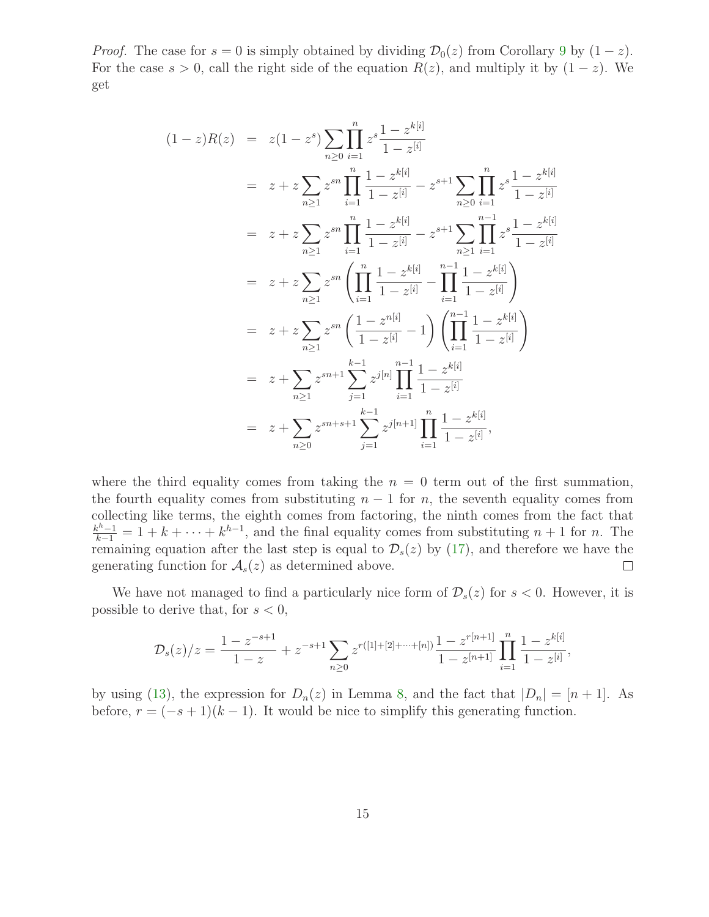*Proof.* The case for $s = 0$ is simply obtained by dividing $\mathcal{D}_0(z)$ from Corollary 9 by $(1 - z)$. For the case $s > 0$, call the right side of the equation $R(z)$, and multiply it by $(1 - z)$. We get

$$
\begin{aligned}
(1-z)R(z) &= z(1-z^s)\sum_{n\geq 0}\prod_{i=1}^{n} z^s \frac{1-z^{k[i]}}{1-z^{[i]}} \\
&= z + z\sum_{n\geq 1} z^{sn}\prod_{i=1}^{n}\frac{1-z^{k[i]}}{1-z^{[i]}} - z^{s+1}\sum_{n\geq 0}\prod_{i=1}^{n} z^s\frac{1-z^{k[i]}}{1-z^{[i]}} \\
&= z + z\sum_{n\geq 1} z^{sn}\prod_{i=1}^{n}\frac{1-z^{k[i]}}{1-z^{[i]}} - z^{s+1}\sum_{n\geq 1}\prod_{i=1}^{n-1} z^s\frac{1-z^{k[i]}}{1-z^{[i]}} \\
&= z + z\sum_{n\geq 1} z^{sn}\left(\prod_{i=1}^{n}\frac{1-z^{k[i]}}{1-z^{[i]}} - \prod_{i=1}^{n-1}\frac{1-z^{k[i]}}{1-z^{[i]}}\right) \\
&= z + z\sum_{n\geq 1} z^{sn}\left(\frac{1-z^{n[i]}}{1-z^{[i]}} - 1\right)\left(\prod_{i=1}^{n-1}\frac{1-z^{k[i]}}{1-z^{[i]}}\right) \\
&= z + \sum_{n\geq 1} z^{sn+1}\sum_{j=1}^{k-1} z^{j[n]}\prod_{i=1}^{n-1}\frac{1-z^{k[i]}}{1-z^{[i]}} \\
&= z + \sum_{n\geq 0} z^{sn+s+1}\sum_{j=1}^{k-1} z^{j[n+1]}\prod_{i=1}^{n}\frac{1-z^{k[i]}}{1-z^{[i]}},
\end{aligned}
$$

where the third equality comes from taking the $n = 0$ term out of the first summation, the fourth equality comes from substituting $n - 1$ for $n$, the seventh equality comes from collecting like terms, the eighth comes from factoring, the ninth comes from the fact that $\frac{k^h-1}{k-1} = 1 + k + \cdots + k^{h-1}$, and the final equality comes from substituting $n + 1$ for $n$. The remaining equation after the last step is equal to $\mathcal{D}_s(z)$ by (17), and therefore we have the generating function for $\mathcal{A}_s(z)$ as determined above. $\square$

We have not managed to find a particularly nice form of $\mathcal{D}_s(z)$ for $s < 0$. However, it is possible to derive that, for $s < 0$,

$$
\mathcal{D}_s(z)/z = \frac{1-z^{-s+1}}{1-z} + z^{-s+1}\sum_{n\geq 0} z^{r([1]+[2]+\cdots+[n])}\frac{1-z^{r[n+1]}}{1-z^{[n+1]}}\prod_{i=1}^{n}\frac{1-z^{k[i]}}{1-z^{[i]}},
$$

by using (13), the expression for $D_n(z)$ in Lemma 8, and the fact that $|D_n| = [n+1]$. As before, $r = (-s+1)(k-1)$. It would be nice to simplify this generating function.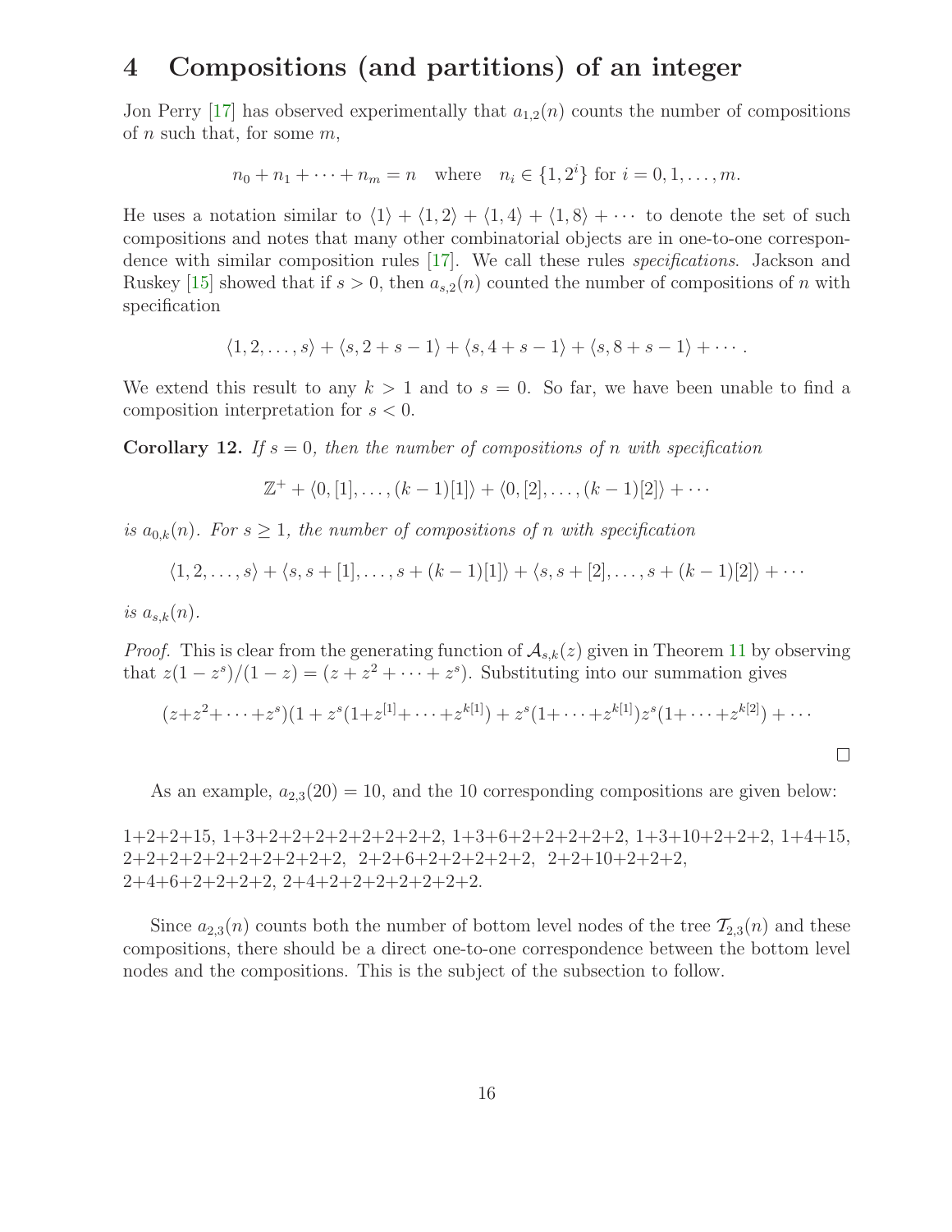# 4 Compositions (and partitions) of an integer

Jon Perry [17] has observed experimentally that $a_{1,2}(n)$ counts the number of compositions of $n$ such that, for some $m$,

$$n_0 + n_1 + \cdots + n_m = n \quad \text{where} \quad n_i \in \{1, 2^i\} \text{ for } i = 0, 1, \ldots, m.$$

He uses a notation similar to $\langle 1 \rangle + \langle 1, 2 \rangle + \langle 1, 4 \rangle + \langle 1, 8 \rangle + \cdots$ to denote the set of such compositions and notes that many other combinatorial objects are in one-to-one correspondence with similar composition rules [17]. We call these rules *specifications*. Jackson and Ruskey [15] showed that if $s > 0$, then $a_{s,2}(n)$ counted the number of compositions of $n$ with specification

$$\langle 1, 2, \ldots, s \rangle + \langle s, 2 + s - 1 \rangle + \langle s, 4 + s - 1 \rangle + \langle s, 8 + s - 1 \rangle + \cdots.$$

We extend this result to any $k > 1$ and to $s = 0$. So far, we have been unable to find a composition interpretation for $s < 0$.

**Corollary 12.** *If $s = 0$, then the number of compositions of $n$ with specification*

$$\mathbb{Z}^+ + \langle 0, [1], \ldots, (k-1)[1] \rangle + \langle 0, [2], \ldots, (k-1)[2] \rangle + \cdots$$

*is $a_{0,k}(n)$. For $s \geq 1$, the number of compositions of $n$ with specification*

$$\langle 1, 2, \ldots, s \rangle + \langle s, s + [1], \ldots, s + (k-1)[1] \rangle + \langle s, s + [2], \ldots, s + (k-1)[2] \rangle + \cdots$$

*is $a_{s,k}(n)$.*

*Proof.* This is clear from the generating function of $\mathcal{A}_{s,k}(z)$ given in Theorem 11 by observing that $z(1 - z^s)/(1 - z) = (z + z^2 + \cdots + z^s)$. Substituting into our summation gives

$$(z + z^2 + \cdots + z^s)(1 + z^s(1 + z^{[1]} + \cdots + z^{k[1]}) + z^s(1 + \cdots + z^{k[1]})z^s(1 + \cdots + z^{k[2]}) + \cdots$$

□

As an example, $a_{2,3}(20) = 10$, and the 10 corresponding compositions are given below:

1+2+2+15, 1+3+2+2+2+2+2+2+2+2, 1+3+6+2+2+2+2+2, 1+3+10+2+2+2, 1+4+15, 2+2+2+2+2+2+2+2+2+2, 2+2+6+2+2+2+2+2, 2+2+10+2+2+2, 2+4+6+2+2+2+2, 2+4+2+2+2+2+2+2+2.

Since $a_{2,3}(n)$ counts both the number of bottom level nodes of the tree $\mathcal{T}_{2,3}(n)$ and these compositions, there should be a direct one-to-one correspondence between the bottom level nodes and the compositions. This is the subject of the subsection to follow.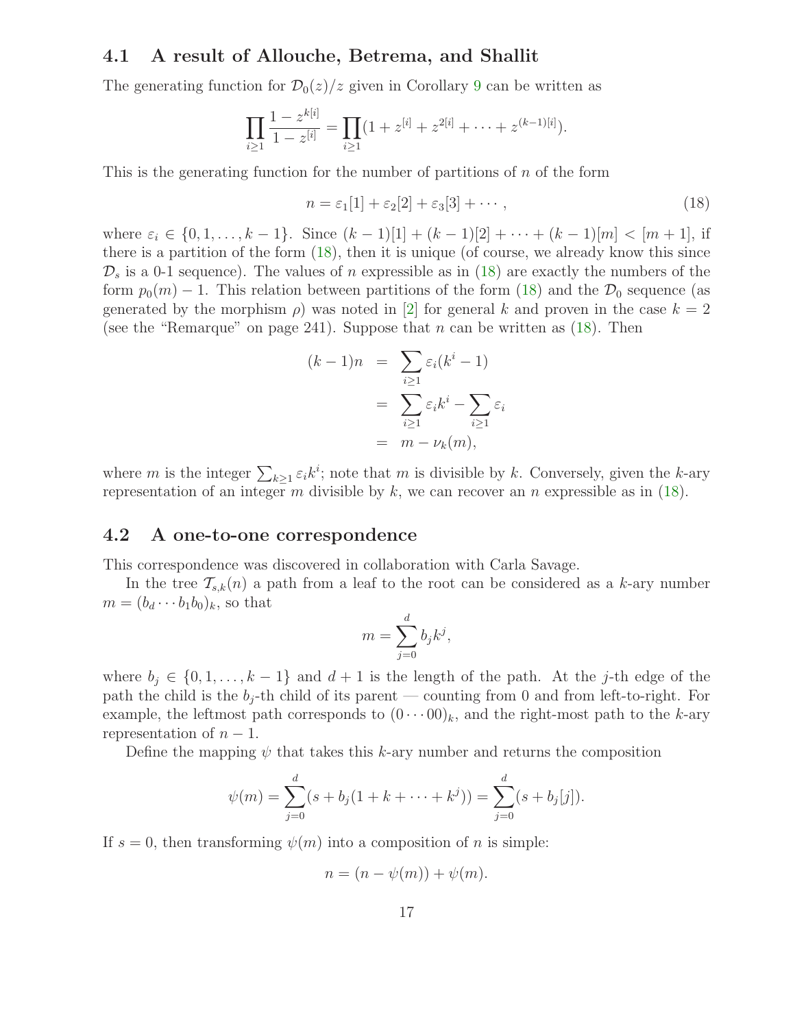### 4.1 A result of Allouche, Betrema, and Shallit

The generating function for $\mathcal{D}_0(z)/z$ given in Corollary 9 can be written as

$$\prod_{i\geq 1} \frac{1-z^{k[i]}}{1-z^{[i]}} = \prod_{i\geq 1}(1+z^{[i]}+z^{2[i]}+\cdots+z^{(k-1)[i]}).$$

This is the generating function for the number of partitions of $n$ of the form

$$n = \varepsilon_1[1] + \varepsilon_2[2] + \varepsilon_3[3] + \cdots, \tag{18}$$

where $\varepsilon_i \in \{0, 1, \ldots, k-1\}$. Since $(k-1)[1] + (k-1)[2] + \cdots + (k-1)[m] < [m+1]$, if there is a partition of the form (18), then it is unique (of course, we already know this since $\mathcal{D}_s$ is a 0-1 sequence). The values of $n$ expressible as in (18) are exactly the numbers of the form $p_0(m) - 1$. This relation between partitions of the form (18) and the $\mathcal{D}_0$ sequence (as generated by the morphism $\rho$) was noted in [2] for general $k$ and proven in the case $k = 2$ (see the "Remarque" on page 241). Suppose that $n$ can be written as (18). Then

$$\begin{aligned}
(k-1)n &= \sum_{i\geq 1} \varepsilon_i(k^i - 1) \\
&= \sum_{i\geq 1} \varepsilon_i k^i - \sum_{i\geq 1} \varepsilon_i \\
&= m - \nu_k(m),
\end{aligned}$$

where $m$ is the integer $\sum_{k\geq 1} \varepsilon_i k^i$; note that $m$ is divisible by $k$. Conversely, given the $k$-ary representation of an integer $m$ divisible by $k$, we can recover an $n$ expressible as in (18).

### 4.2 A one-to-one correspondence

This correspondence was discovered in collaboration with Carla Savage.

In the tree $\mathcal{T}_{s,k}(n)$ a path from a leaf to the root can be considered as a $k$-ary number $m = (b_d \cdots b_1 b_0)_k$, so that

$$m = \sum_{j=0}^{d} b_j k^j,$$

where $b_j \in \{0, 1, \ldots, k-1\}$ and $d+1$ is the length of the path. At the $j$-th edge of the path the child is the $b_j$-th child of its parent — counting from 0 and from left-to-right. For example, the leftmost path corresponds to $(0 \cdots 00)_k$, and the right-most path to the $k$-ary representation of $n - 1$.

Define the mapping $\psi$ that takes this $k$-ary number and returns the composition

$$\psi(m) = \sum_{j=0}^{d} (s + b_j(1 + k + \cdots + k^j)) = \sum_{j=0}^{d} (s + b_j[j]).$$

If $s = 0$, then transforming $\psi(m)$ into a composition of $n$ is simple:

$$n = (n - \psi(m)) + \psi(m).$$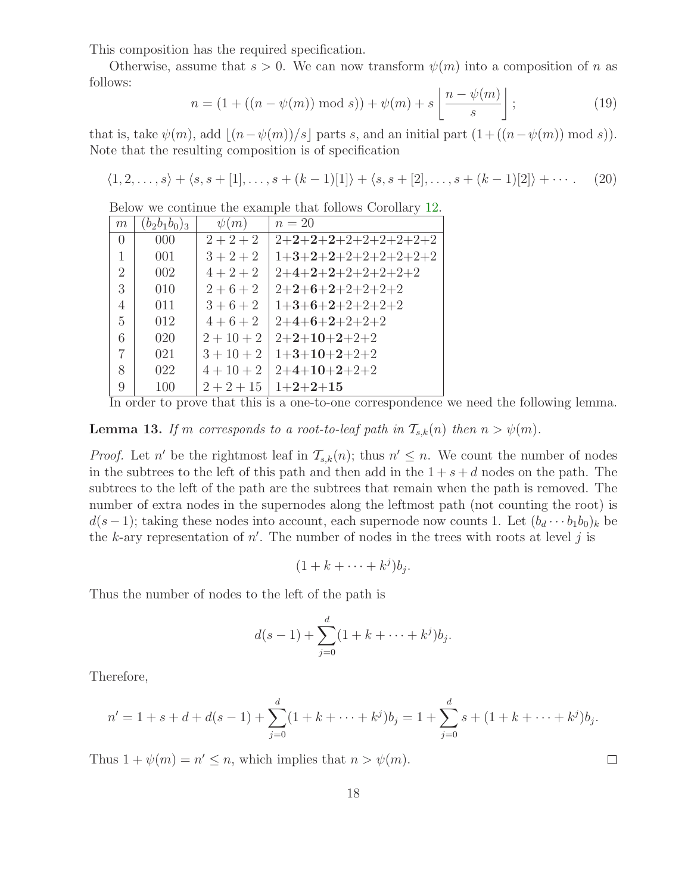This composition has the required specification.

Otherwise, assume that $s > 0$. We can now transform $\psi(m)$ into a composition of $n$ as follows:

$$n = (1 + ((n - \psi(m)) \bmod s)) + \psi(m) + s \left\lfloor \frac{n - \psi(m)}{s} \right\rfloor; \tag{19}$$

that is, take $\psi(m)$, add $\lfloor (n-\psi(m))/s \rfloor$ parts $s$, and an initial part $(1+((n-\psi(m)) \bmod s))$. Note that the resulting composition is of specification

$$\langle 1, 2, \ldots, s\rangle + \langle s, s+[1], \ldots, s+(k-1)[1]\rangle + \langle s, s+[2], \ldots, s+(k-1)[2]\rangle + \cdots . \tag{20}$$

Below we continue the example that follows Corollary 12.

| $m$ | $(b_2b_1b_0)_3$ | $\psi(m)$ | $n = 20$ |
|---|---|---|---|
| 0 | 000 | $2+2+2$ | 2+**2**+**2**+**2**+2+2+2+2+2+2 |
| 1 | 001 | $3+2+2$ | 1+**3**+**2**+**2**+2+2+2+2+2+2 |
| 2 | 002 | $4+2+2$ | 2+**4**+**2**+**2**+2+2+2+2+2 |
| 3 | 010 | $2+6+2$ | 2+**2**+**6**+**2**+2+2+2+2 |
| 4 | 011 | $3+6+2$ | 1+**3**+**6**+**2**+2+2+2+2 |
| 5 | 012 | $4+6+2$ | 2+**4**+**6**+**2**+2+2+2 |
| 6 | 020 | $2+10+2$ | 2+**2**+**10**+**2**+2+2 |
| 7 | 021 | $3+10+2$ | 1+**3**+**10**+**2**+2+2 |
| 8 | 022 | $4+10+2$ | 2+**4**+**10**+**2**+2+2 |
| 9 | 100 | $2+2+15$ | 1+**2**+**2**+**15** |

In order to prove that this is a one-to-one correspondence we need the following lemma.

**Lemma 13.** *If $m$ corresponds to a root-to-leaf path in $\mathcal{T}_{s,k}(n)$ then $n > \psi(m)$.*

*Proof.* Let $n'$ be the rightmost leaf in $\mathcal{T}_{s,k}(n)$; thus $n' \le n$. We count the number of nodes in the subtrees to the left of this path and then add in the $1+s+d$ nodes on the path. The subtrees to the left of the path are the subtrees that remain when the path is removed. The number of extra nodes in the supernodes along the leftmost path (not counting the root) is $d(s-1)$; taking these nodes into account, each supernode now counts 1. Let $(b_d \cdots b_1 b_0)_k$ be the $k$-ary representation of $n'$. The number of nodes in the trees with roots at level $j$ is

$$(1 + k + \cdots + k^j) b_j.$$

Thus the number of nodes to the left of the path is

$$d(s-1) + \sum_{j=0}^{d} (1 + k + \cdots + k^j) b_j.$$

Therefore,

$$n' = 1 + s + d + d(s-1) + \sum_{j=0}^{d} (1 + k + \cdots + k^j) b_j = 1 + \sum_{j=0}^{d} s + (1 + k + \cdots + k^j) b_j.$$

Thus $1 + \psi(m) = n' \le n$, which implies that $n > \psi(m)$. $\square$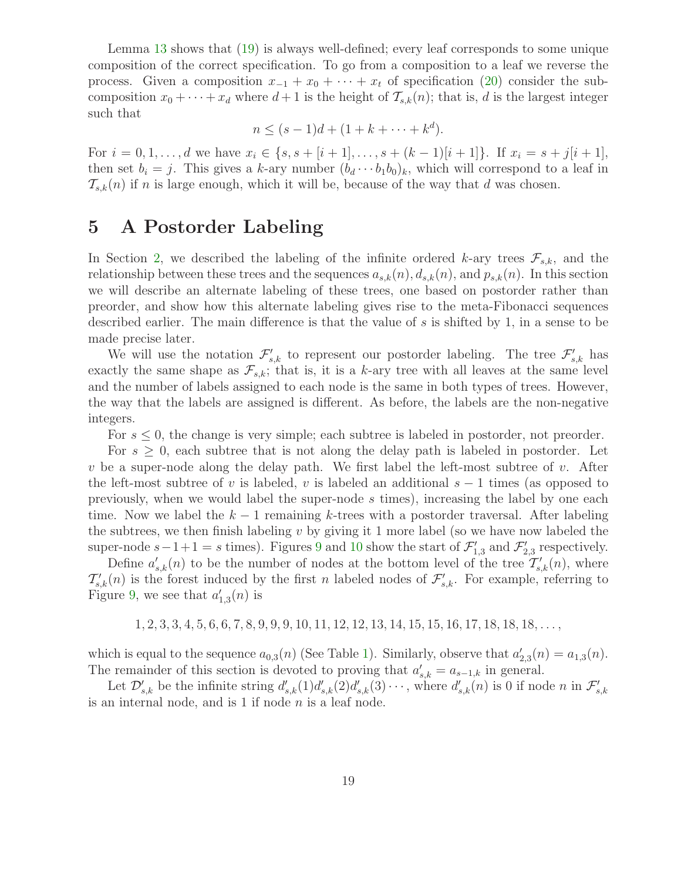Lemma 13 shows that (19) is always well-defined; every leaf corresponds to some unique composition of the correct specification. To go from a composition to a leaf we reverse the process. Given a composition $x_{-1} + x_0 + \cdots + x_t$ of specification (20) consider the sub-composition $x_0 + \cdots + x_d$ where $d+1$ is the height of $\mathcal{T}_{s,k}(n)$; that is, $d$ is the largest integer such that

$$n \leq (s-1)d + (1 + k + \cdots + k^d).$$

For $i = 0, 1, \ldots, d$ we have $x_i \in \{s, s + [i+1], \ldots, s + (k-1)[i+1]\}$. If $x_i = s + j[i+1]$, then set $b_i = j$. This gives a $k$-ary number $(b_d \cdots b_1 b_0)_k$, which will correspond to a leaf in $\mathcal{T}_{s,k}(n)$ if $n$ is large enough, which it will be, because of the way that $d$ was chosen.

# 5 A Postorder Labeling

In Section 2, we described the labeling of the infinite ordered $k$-ary trees $\mathcal{F}_{s,k}$, and the relationship between these trees and the sequences $a_{s,k}(n), d_{s,k}(n)$, and $p_{s,k}(n)$. In this section we will describe an alternate labeling of these trees, one based on postorder rather than preorder, and show how this alternate labeling gives rise to the meta-Fibonacci sequences described earlier. The main difference is that the value of $s$ is shifted by 1, in a sense to be made precise later.

We will use the notation $\mathcal{F}'_{s,k}$ to represent our postorder labeling. The tree $\mathcal{F}'_{s,k}$ has exactly the same shape as $\mathcal{F}_{s,k}$; that is, it is a $k$-ary tree with all leaves at the same level and the number of labels assigned to each node is the same in both types of trees. However, the way that the labels are assigned is different. As before, the labels are the non-negative integers.

For $s \leq 0$, the change is very simple; each subtree is labeled in postorder, not preorder.

For $s \geq 0$, each subtree that is not along the delay path is labeled in postorder. Let $v$ be a super-node along the delay path. We first label the left-most subtree of $v$. After the left-most subtree of $v$ is labeled, $v$ is labeled an additional $s-1$ times (as opposed to previously, when we would label the super-node $s$ times), increasing the label by one each time. Now we label the $k-1$ remaining $k$-trees with a postorder traversal. After labeling the subtrees, we then finish labeling $v$ by giving it 1 more label (so we have now labeled the super-node $s-1+1 = s$ times). Figures 9 and 10 show the start of $\mathcal{F}'_{1,3}$ and $\mathcal{F}'_{2,3}$ respectively.

Define $a'_{s,k}(n)$ to be the number of nodes at the bottom level of the tree $\mathcal{T}'_{s,k}(n)$, where $\mathcal{T}'_{s,k}(n)$ is the forest induced by the first $n$ labeled nodes of $\mathcal{F}'_{s,k}$. For example, referring to Figure 9, we see that $a'_{1,3}(n)$ is

$$1, 2, 3, 3, 4, 5, 6, 6, 7, 8, 9, 9, 9, 10, 11, 12, 12, 13, 14, 15, 15, 16, 17, 18, 18, 18, \ldots,$$

which is equal to the sequence $a_{0,3}(n)$ (See Table 1). Similarly, observe that $a'_{2,3}(n) = a_{1,3}(n)$. The remainder of this section is devoted to proving that $a'_{s,k} = a_{s-1,k}$ in general.

Let $\mathcal{D}'_{s,k}$ be the infinite string $d'_{s,k}(1)d'_{s,k}(2)d'_{s,k}(3)\cdots$, where $d'_{s,k}(n)$ is 0 if node $n$ in $\mathcal{F}'_{s,k}$ is an internal node, and is 1 if node $n$ is a leaf node.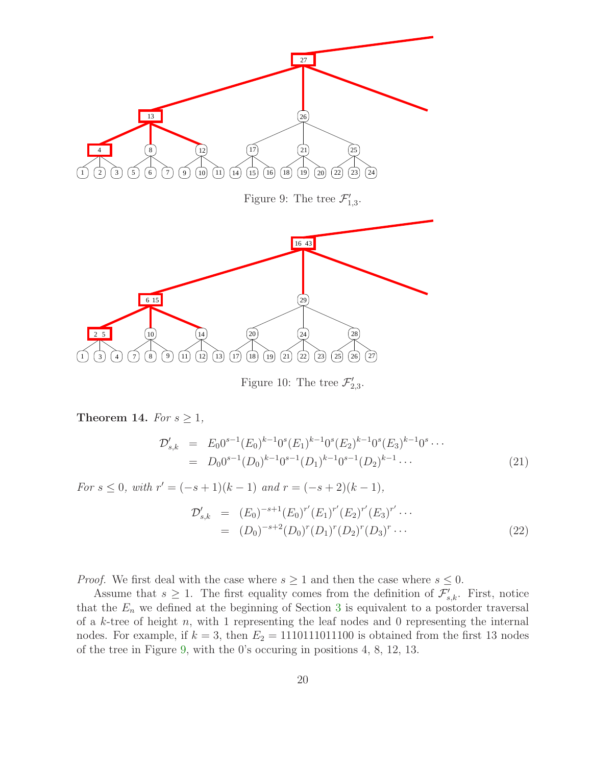Figure 9: The tree $\mathcal{F}'_{1,3}$.

Figure 10: The tree $\mathcal{F}'_{2,3}$.

**Theorem 14.** *For $s \geq 1$,*

$$\begin{aligned}
\mathcal{D}'_{s,k} &= E_0 0^{s-1}(E_0)^{k-1}0^s(E_1)^{k-1}0^s(E_2)^{k-1}0^s(E_3)^{k-1}0^s \cdots \\
&= D_0 0^{s-1}(D_0)^{k-1}0^{s-1}(D_1)^{k-1}0^{s-1}(D_2)^{k-1} \cdots
\end{aligned} \tag{21}$$

*For $s \leq 0$, with $r' = (-s+1)(k-1)$ and $r = (-s+2)(k-1)$,*

$$\begin{aligned}
\mathcal{D}'_{s,k} &= (E_0)^{-s+1}(E_0)^{r'}(E_1)^{r'}(E_2)^{r'}(E_3)^{r'} \cdots \\
&= (D_0)^{-s+2}(D_0)^{r}(D_1)^{r}(D_2)^{r}(D_3)^{r} \cdots
\end{aligned} \tag{22}$$

*Proof.* We first deal with the case where $s \geq 1$ and then the case where $s \leq 0$.

Assume that $s \geq 1$. The first equality comes from the definition of $\mathcal{F}'_{s,k}$. First, notice that the $E_n$ we defined at the beginning of Section 3 is equivalent to a postorder traversal of a $k$-tree of height $n$, with 1 representing the leaf nodes and 0 representing the internal nodes. For example, if $k = 3$, then $E_2 = 1110111011100$ is obtained from the first 13 nodes of the tree in Figure 9, with the 0's occuring in positions 4, 8, 12, 13.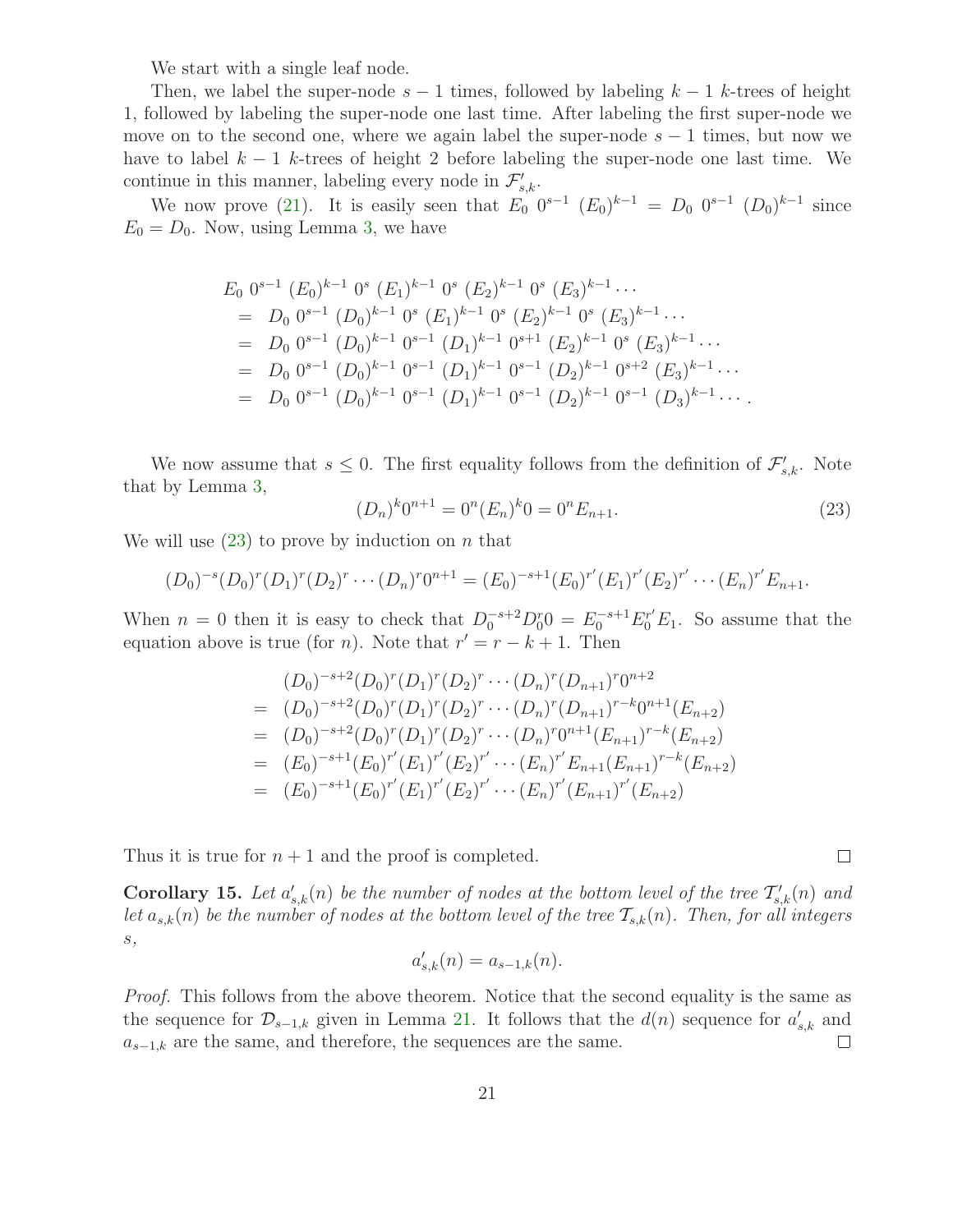We start with a single leaf node.

Then, we label the super-node $s-1$ times, followed by labeling $k-1$ $k$-trees of height 1, followed by labeling the super-node one last time. After labeling the first super-node we move on to the second one, where we again label the super-node $s-1$ times, but now we have to label $k-1$ $k$-trees of height 2 before labeling the super-node one last time. We continue in this manner, labeling every node in $\mathcal{F}'_{s,k}$.

We now prove (21). It is easily seen that $E_0\ 0^{s-1}\ (E_0)^{k-1} = D_0\ 0^{s-1}\ (D_0)^{k-1}$ since $E_0 = D_0$. Now, using Lemma 3, we have

$$
\begin{aligned}
& E_0\ 0^{s-1}\ (E_0)^{k-1}\ 0^s\ (E_1)^{k-1}\ 0^s\ (E_2)^{k-1}\ 0^s\ (E_3)^{k-1} \cdots \\
&= D_0\ 0^{s-1}\ (D_0)^{k-1}\ 0^s\ (E_1)^{k-1}\ 0^s\ (E_2)^{k-1}\ 0^s\ (E_3)^{k-1} \cdots \\
&= D_0\ 0^{s-1}\ (D_0)^{k-1}\ 0^{s-1}\ (D_1)^{k-1}\ 0^{s+1}\ (E_2)^{k-1}\ 0^s\ (E_3)^{k-1} \cdots \\
&= D_0\ 0^{s-1}\ (D_0)^{k-1}\ 0^{s-1}\ (D_1)^{k-1}\ 0^{s-1}\ (D_2)^{k-1}\ 0^{s+2}\ (E_3)^{k-1} \cdots \\
&= D_0\ 0^{s-1}\ (D_0)^{k-1}\ 0^{s-1}\ (D_1)^{k-1}\ 0^{s-1}\ (D_2)^{k-1}\ 0^{s-1}\ (D_3)^{k-1} \cdots .
\end{aligned}
$$

We now assume that $s \leq 0$. The first equality follows from the definition of $\mathcal{F}'_{s,k}$. Note that by Lemma 3,

$$
(D_n)^k 0^{n+1} = 0^n (E_n)^k 0 = 0^n E_{n+1}. \tag{23}
$$

We will use (23) to prove by induction on $n$ that

$$
(D_0)^{-s}(D_0)^r(D_1)^r(D_2)^r \cdots (D_n)^r 0^{n+1} = (E_0)^{-s+1}(E_0)^{r'}(E_1)^{r'}(E_2)^{r'} \cdots (E_n)^{r'} E_{n+1}.
$$

When $n = 0$ then it is easy to check that $D_0^{-s+2} D_0^r 0 = E_0^{-s+1} E_0^{r'} E_1$. So assume that the equation above is true (for $n$). Note that $r' = r - k + 1$. Then

$$
\begin{aligned}
& (D_0)^{-s+2}(D_0)^r(D_1)^r(D_2)^r \cdots (D_n)^r(D_{n+1})^r 0^{n+2} \\
=\ & (D_0)^{-s+2}(D_0)^r(D_1)^r(D_2)^r \cdots (D_n)^r(D_{n+1})^{r-k} 0^{n+1}(E_{n+2}) \\
=\ & (D_0)^{-s+2}(D_0)^r(D_1)^r(D_2)^r \cdots (D_n)^r 0^{n+1}(E_{n+1})^{r-k}(E_{n+2}) \\
=\ & (E_0)^{-s+1}(E_0)^{r'}(E_1)^{r'}(E_2)^{r'} \cdots (E_n)^{r'} E_{n+1}(E_{n+1})^{r-k}(E_{n+2}) \\
=\ & (E_0)^{-s+1}(E_0)^{r'}(E_1)^{r'}(E_2)^{r'} \cdots (E_n)^{r'}(E_{n+1})^{r'}(E_{n+2})
\end{aligned}
$$

Thus it is true for $n+1$ and the proof is completed. $\square$

**Corollary 15.** *Let $a'_{s,k}(n)$ be the number of nodes at the bottom level of the tree $\mathcal{T}'_{s,k}(n)$ and let $a_{s,k}(n)$ be the number of nodes at the bottom level of the tree $\mathcal{T}_{s,k}(n)$. Then, for all integers $s$,*

$$
a'_{s,k}(n) = a_{s-1,k}(n).
$$

*Proof.* This follows from the above theorem. Notice that the second equality is the same as the sequence for $\mathcal{D}_{s-1,k}$ given in Lemma 21. It follows that the $d(n)$ sequence for $a'_{s,k}$ and $a_{s-1,k}$ are the same, and therefore, the sequences are the same. $\square$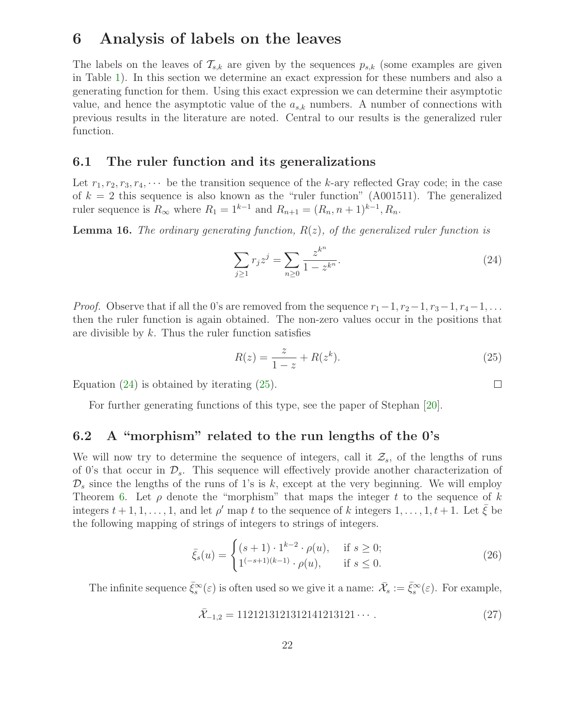# 6 Analysis of labels on the leaves

The labels on the leaves of $\mathcal{T}_{s,k}$ are given by the sequences $p_{s,k}$ (some examples are given in Table 1). In this section we determine an exact expression for these numbers and also a generating function for them. Using this exact expression we can determine their asymptotic value, and hence the asymptotic value of the $a_{s,k}$ numbers. A number of connections with previous results in the literature are noted. Central to our results is the generalized ruler function.

## 6.1 The ruler function and its generalizations

Let $r_1, r_2, r_3, r_4, \cdots$ be the transition sequence of the $k$-ary reflected Gray code; in the case of $k = 2$ this sequence is also known as the "ruler function" (A001511). The generalized ruler sequence is $R_\infty$ where $R_1 = 1^{k-1}$ and $R_{n+1} = (R_n, n+1)^{k-1}, R_n$.

**Lemma 16.** *The ordinary generating function, $R(z)$, of the generalized ruler function is*

$$\sum_{j \geq 1} r_j z^j = \sum_{n \geq 0} \frac{z^{k^n}}{1 - z^{k^n}}. \tag{24}$$

*Proof.* Observe that if all the 0's are removed from the sequence $r_1 - 1, r_2 - 1, r_3 - 1, r_4 - 1, \ldots$ then the ruler function is again obtained. The non-zero values occur in the positions that are divisible by $k$. Thus the ruler function satisfies

$$R(z) = \frac{z}{1 - z} + R(z^k). \tag{25}$$

Equation (24) is obtained by iterating (25). □

For further generating functions of this type, see the paper of Stephan [20].

## 6.2 A "morphism" related to the run lengths of the 0's

We will now try to determine the sequence of integers, call it $\mathcal{Z}_s$, of the lengths of runs of 0's that occur in $\mathcal{D}_s$. This sequence will effectively provide another characterization of $\mathcal{D}_s$ since the lengths of the runs of 1's is $k$, except at the very beginning. We will employ Theorem 6. Let $\rho$ denote the "morphism" that maps the integer $t$ to the sequence of $k$ integers $t+1, 1, \ldots, 1$, and let $\rho'$ map $t$ to the sequence of $k$ integers $1, \ldots, 1, t+1$. Let $\bar{\xi}$ be the following mapping of strings of integers to strings of integers.

$$\bar{\xi}_s(u) = \begin{cases} (s+1) \cdot 1^{k-2} \cdot \rho(u), & \text{if } s \geq 0; \\ 1^{(-s+1)(k-1)} \cdot \rho(u), & \text{if } s \leq 0. \end{cases} \tag{26}$$

The infinite sequence $\bar{\xi}_s^\infty(\varepsilon)$ is often used so we give it a name: $\bar{\mathcal{X}}_s := \bar{\xi}_s^\infty(\varepsilon)$. For example,

$$\bar{\mathcal{X}}_{-1,2} = 11212131213121412131 21 \cdots. \tag{27}$$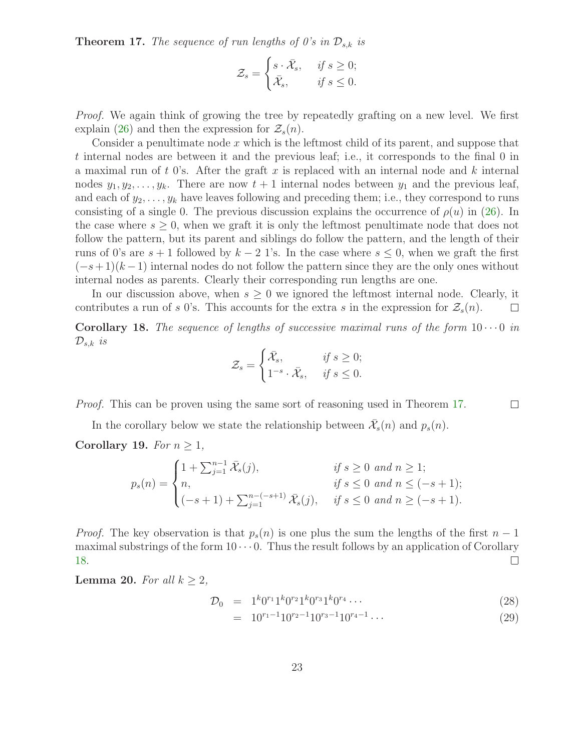**Theorem 17.** *The sequence of run lengths of 0's in $\mathcal{D}_{s,k}$ is*

$$\mathcal{Z}_s = \begin{cases} s \cdot \bar{\mathcal{X}}_s, & \text{if } s \geq 0; \\ \bar{\mathcal{X}}_s, & \text{if } s \leq 0. \end{cases}$$

*Proof.* We again think of growing the tree by repeatedly grafting on a new level. We first explain (26) and then the expression for $\mathcal{Z}_s(n)$.

Consider a penultimate node $x$ which is the leftmost child of its parent, and suppose that $t$ internal nodes are between it and the previous leaf; i.e., it corresponds to the final 0 in a maximal run of $t$ 0's. After the graft $x$ is replaced with an internal node and $k$ internal nodes $y_1, y_2, \dots, y_k$. There are now $t+1$ internal nodes between $y_1$ and the previous leaf, and each of $y_2, \dots, y_k$ have leaves following and preceding them; i.e., they correspond to runs consisting of a single 0. The previous discussion explains the occurrence of $\rho(u)$ in (26). In the case where $s \geq 0$, when we graft it is only the leftmost penultimate node that does not follow the pattern, but its parent and siblings do follow the pattern, and the length of their runs of 0's are $s+1$ followed by $k-2$ 1's. In the case where $s \leq 0$, when we graft the first $(-s+1)(k-1)$ internal nodes do not follow the pattern since they are the only ones without internal nodes as parents. Clearly their corresponding run lengths are one.

In our discussion above, when $s \geq 0$ we ignored the leftmost internal node. Clearly, it contributes a run of $s$ 0's. This accounts for the extra $s$ in the expression for $\mathcal{Z}_s(n)$. $\square$

**Corollary 18.** *The sequence of lengths of successive maximal runs of the form $10\cdots0$ in $\mathcal{D}_{s,k}$ is*

$$\mathcal{Z}_s = \begin{cases} \bar{\mathcal{X}}_s, & \text{if } s \geq 0; \\ 1^{-s} \cdot \bar{\mathcal{X}}_s, & \text{if } s \leq 0. \end{cases}$$

*Proof.* This can be proven using the same sort of reasoning used in Theorem 17. $\square$

In the corollary below we state the relationship between $\bar{\mathcal{X}}_s(n)$ and $p_s(n)$.

**Corollary 19.** *For $n \geq 1$,*

$$p_s(n) = \begin{cases} 1 + \sum_{j=1}^{n-1} \bar{\mathcal{X}}_s(j), & \text{if } s \geq 0 \text{ and } n \geq 1; \\ n, & \text{if } s \leq 0 \text{ and } n \leq (-s+1); \\ (-s+1) + \sum_{j=1}^{n-(-s+1)} \bar{\mathcal{X}}_s(j), & \text{if } s \leq 0 \text{ and } n \geq (-s+1). \end{cases}$$

*Proof.* The key observation is that $p_s(n)$ is one plus the sum the lengths of the first $n-1$ maximal substrings of the form $10\cdots0$. Thus the result follows by an application of Corollary 18. $\square$

**Lemma 20.** *For all $k \geq 2$,*

$$\begin{aligned} \mathcal{D}_0 &= 1^k 0^{r_1} 1^k 0^{r_2} 1^k 0^{r_3} 1^k 0^{r_4} \cdots && (28) \\ &= 10^{r_1-1} 10^{r_2-1} 10^{r_3-1} 10^{r_4-1} \cdots && (29) \end{aligned}$$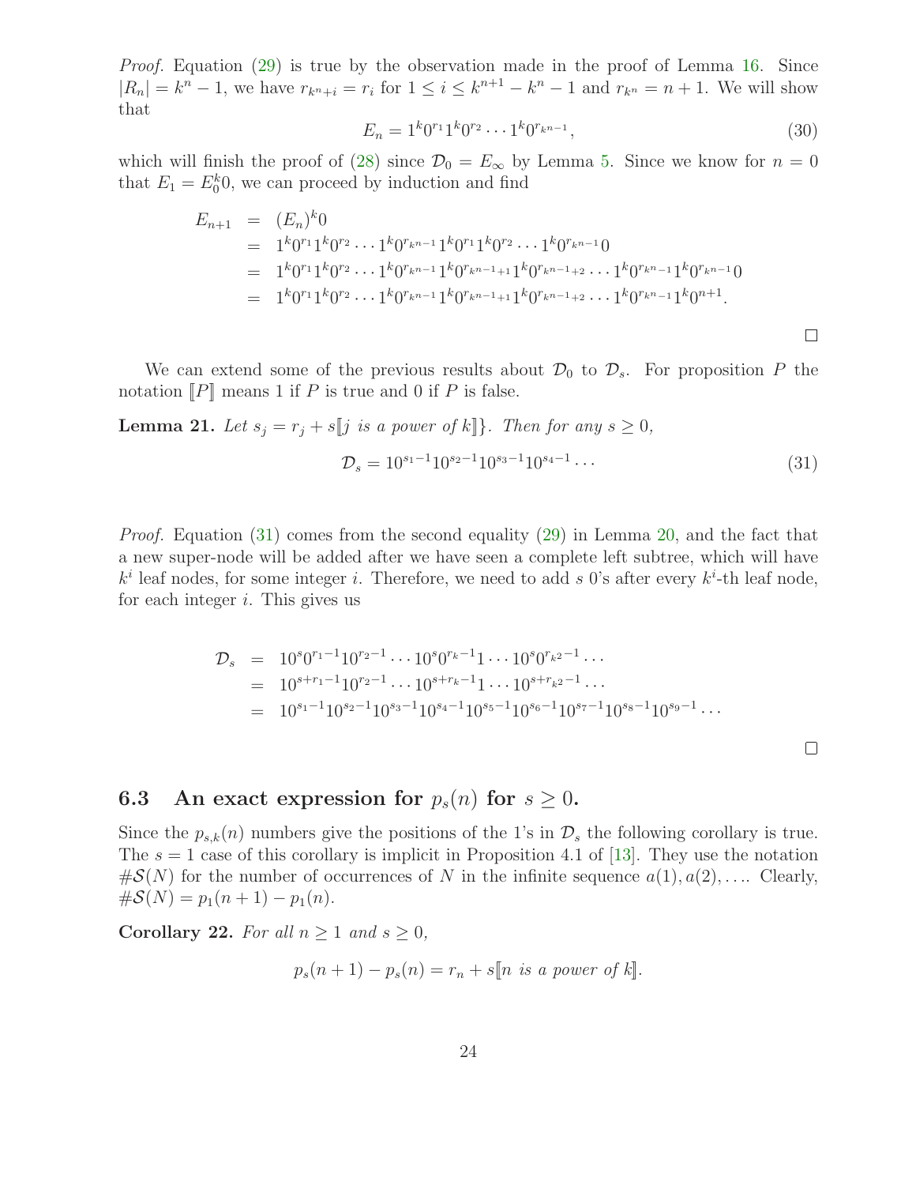*Proof.* Equation (29) is true by the observation made in the proof of Lemma 16. Since $|R_n| = k^n - 1$, we have $r_{k^n+i} = r_i$ for $1 \le i \le k^{n+1} - k^n - 1$ and $r_{k^n} = n+1$. We will show that

$$E_n = 1^k 0^{r_1} 1^k 0^{r_2} \cdots 1^k 0^{r_{k^n-1}}, \tag{30}$$

which will finish the proof of (28) since $\mathcal{D}_0 = E_\infty$ by Lemma 5. Since we know for $n = 0$ that $E_1 = E_0^k 0$, we can proceed by induction and find

$$\begin{aligned}
E_{n+1} &= (E_n)^k 0 \\
&= 1^k 0^{r_1} 1^k 0^{r_2} \cdots 1^k 0^{r_{k^n-1}} 1^k 0^{r_1} 1^k 0^{r_2} \cdots 1^k 0^{r_{k^n-1}} 0 \\
&= 1^k 0^{r_1} 1^k 0^{r_2} \cdots 1^k 0^{r_{k^n-1}} 1^k 0^{r_{k^n-1+1}} 1^k 0^{r_{k^n-1+2}} \cdots 1^k 0^{r_{k^n-1}} 1^k 0^{r_{k^n-1}} 0 \\
&= 1^k 0^{r_1} 1^k 0^{r_2} \cdots 1^k 0^{r_{k^n-1}} 1^k 0^{r_{k^n-1+1}} 1^k 0^{r_{k^n-1+2}} \cdots 1^k 0^{r_{k^n-1}} 1^k 0^{n+1}.
\end{aligned}$$

□

We can extend some of the previous results about $\mathcal{D}_0$ to $\mathcal{D}_s$. For proposition $P$ the notation $[\![P]\!]$ means 1 if $P$ is true and 0 if $P$ is false.

**Lemma 21.** *Let $s_j = r_j + s[\![j \text{ is a power of } k]\!]\}$. Then for any $s \ge 0$,*

$$\mathcal{D}_s = 10^{s_1-1}10^{s_2-1}10^{s_3-1}10^{s_4-1}\cdots \tag{31}$$

*Proof.* Equation (31) comes from the second equality (29) in Lemma 20, and the fact that a new super-node will be added after we have seen a complete left subtree, which will have $k^i$ leaf nodes, for some integer $i$. Therefore, we need to add $s$ 0's after every $k^i$-th leaf node, for each integer $i$. This gives us

$$\begin{aligned}
\mathcal{D}_s &= 10^s 0^{r_1-1} 10^{r_2-1} \cdots 10^s 0^{r_k-1} 1 \cdots 10^s 0^{r_{k^2}-1} \cdots \\
&= 10^{s+r_1-1} 10^{r_2-1} \cdots 10^{s+r_k-1} 1 \cdots 10^{s+r_{k^2}-1} \cdots \\
&= 10^{s_1-1}10^{s_2-1}10^{s_3-1}10^{s_4-1}10^{s_5-1}10^{s_6-1}10^{s_7-1}10^{s_8-1}10^{s_9-1}\cdots
\end{aligned}$$

□

### 6.3 An exact expression for $p_s(n)$ for $s \ge 0$.

Since the $p_{s,k}(n)$ numbers give the positions of the 1's in $\mathcal{D}_s$ the following corollary is true. The $s = 1$ case of this corollary is implicit in Proposition 4.1 of [13]. They use the notation $\#\mathcal{S}(N)$ for the number of occurrences of $N$ in the infinite sequence $a(1), a(2), \ldots$. Clearly, $\#\mathcal{S}(N) = p_1(n+1) - p_1(n)$.

**Corollary 22.** *For all $n \ge 1$ and $s \ge 0$,*

$$p_s(n+1) - p_s(n) = r_n + s[\![n \text{ is a power of } k]\!].$$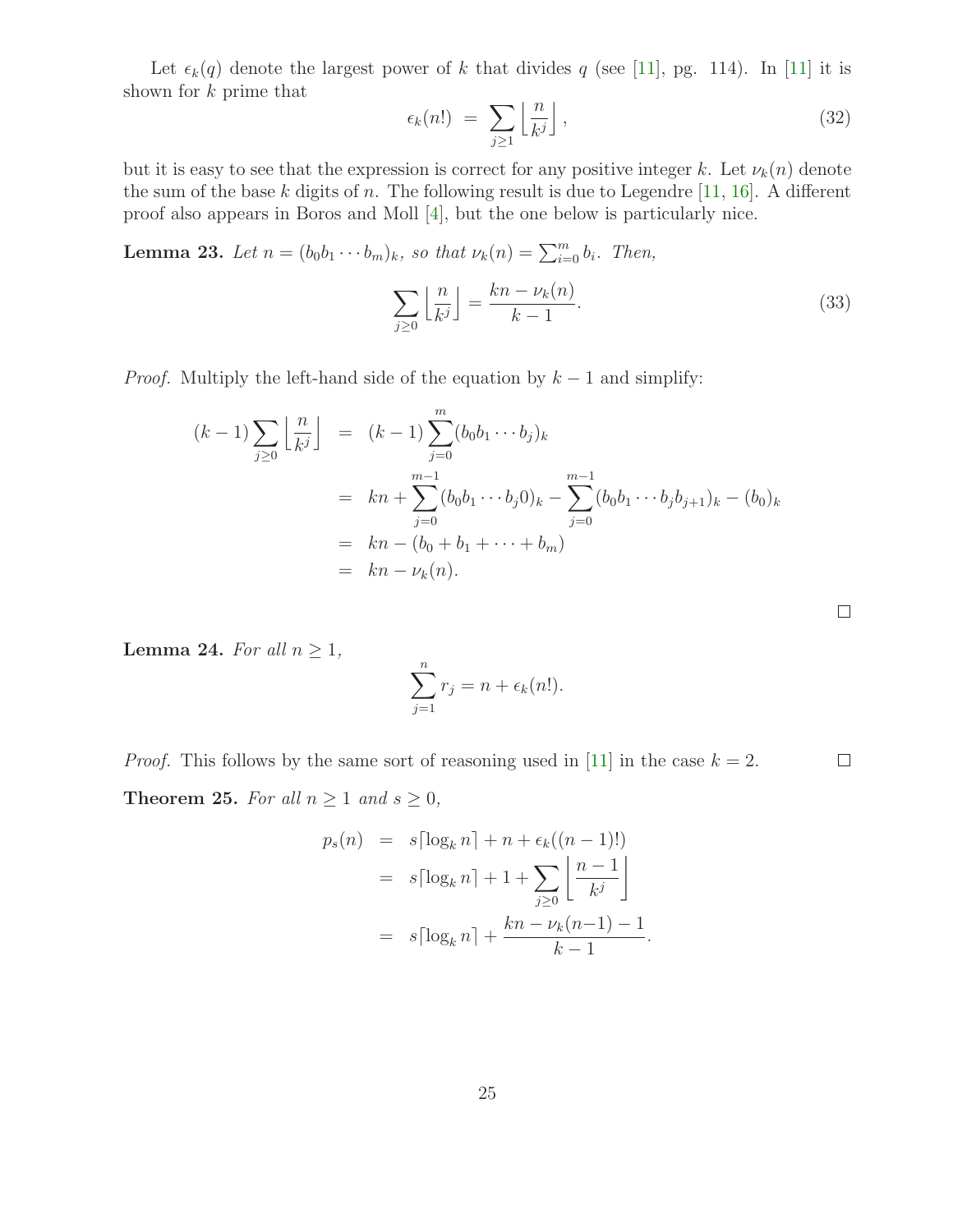Let $\epsilon_k(q)$ denote the largest power of $k$ that divides $q$ (see [11], pg. 114). In [11] it is shown for $k$ prime that

$$\epsilon_k(n!) \;=\; \sum_{j\geq 1} \left\lfloor \frac{n}{k^j} \right\rfloor, \tag{32}$$

but it is easy to see that the expression is correct for any positive integer $k$. Let $\nu_k(n)$ denote the sum of the base $k$ digits of $n$. The following result is due to Legendre [11, 16]. A different proof also appears in Boros and Moll [4], but the one below is particularly nice.

**Lemma 23.** *Let $n = (b_0 b_1 \cdots b_m)_k$, so that $\nu_k(n) = \sum_{i=0}^{m} b_i$. Then,*

$$\sum_{j\geq 0} \left\lfloor \frac{n}{k^j} \right\rfloor = \frac{kn - \nu_k(n)}{k-1}. \tag{33}$$

*Proof.* Multiply the left-hand side of the equation by $k-1$ and simplify:

$$\begin{aligned}
(k-1)\sum_{j\geq 0} \left\lfloor \frac{n}{k^j} \right\rfloor &= (k-1)\sum_{j=0}^{m} (b_0 b_1 \cdots b_j)_k \\
&= kn + \sum_{j=0}^{m-1} (b_0 b_1 \cdots b_j 0)_k - \sum_{j=0}^{m-1} (b_0 b_1 \cdots b_j b_{j+1})_k - (b_0)_k \\
&= kn - (b_0 + b_1 + \cdots + b_m) \\
&= kn - \nu_k(n).
\end{aligned}$$

□

**Lemma 24.** *For all $n \geq 1$,*

$$\sum_{j=1}^{n} r_j = n + \epsilon_k(n!).$$

*Proof.* This follows by the same sort of reasoning used in [11] in the case $k = 2$. □

**Theorem 25.** *For all $n \geq 1$ and $s \geq 0$,*

$$\begin{aligned}
p_s(n) &= s\lceil \log_k n \rceil + n + \epsilon_k((n-1)!) \\
&= s\lceil \log_k n \rceil + 1 + \sum_{j\geq 0} \left\lfloor \frac{n-1}{k^j} \right\rfloor \\
&= s\lceil \log_k n \rceil + \frac{kn - \nu_k(n-1) - 1}{k-1}.
\end{aligned}$$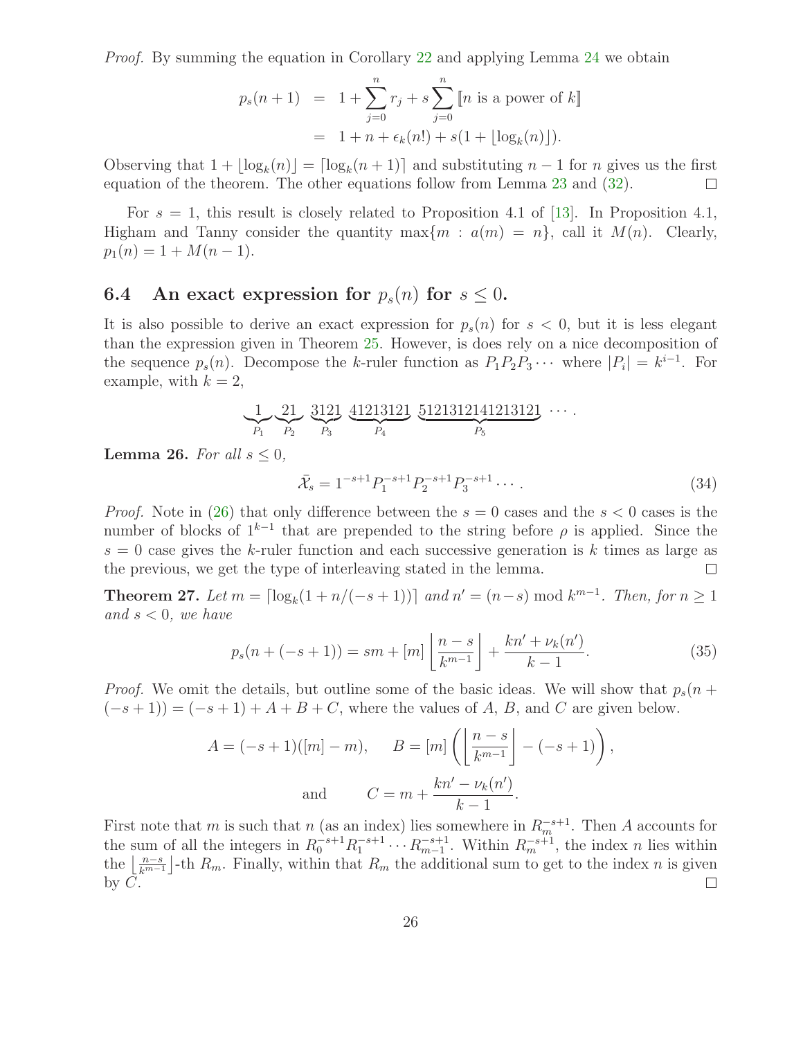*Proof.* By summing the equation in Corollary 22 and applying Lemma 24 we obtain

$$
\begin{aligned}
p_s(n+1) &= 1 + \sum_{j=0}^{n} r_j + s \sum_{j=0}^{n} [\![ n \text{ is a power of } k ]\!] \\
&= 1 + n + \epsilon_k(n!) + s(1 + \lfloor \log_k(n) \rfloor).
\end{aligned}
$$

Observing that $1 + \lfloor \log_k(n) \rfloor = \lceil \log_k(n+1) \rceil$ and substituting $n-1$ for $n$ gives us the first equation of the theorem. The other equations follow from Lemma 23 and (32). □

For $s = 1$, this result is closely related to Proposition 4.1 of [13]. In Proposition 4.1, Higham and Tanny consider the quantity $\max\{m : a(m) = n\}$, call it $M(n)$. Clearly, $p_1(n) = 1 + M(n-1)$.

## 6.4 An exact expression for $p_s(n)$ for $s \leq 0$.

It is also possible to derive an exact expression for $p_s(n)$ for $s < 0$, but it is less elegant than the expression given in Theorem 25. However, is does rely on a nice decomposition of the sequence $p_s(n)$. Decompose the $k$-ruler function as $P_1 P_2 P_3 \cdots$ where $|P_i| = k^{i-1}$. For example, with $k = 2$,

$$
\underbrace{1}_{P_1}\underbrace{21}_{P_2}\ \underbrace{3121}_{P_3}\ \underbrace{41213121}_{P_4}\ \underbrace{5121312141213121}_{P_5}\ \cdots .
$$

**Lemma 26.** *For all $s \leq 0$,*

$$
\bar{\mathcal{X}}_s = 1^{-s+1} P_1^{-s+1} P_2^{-s+1} P_3^{-s+1} \cdots . \tag{34}
$$

*Proof.* Note in (26) that only difference between the $s = 0$ cases and the $s < 0$ cases is the number of blocks of $1^{k-1}$ that are prepended to the string before $\rho$ is applied. Since the $s = 0$ case gives the $k$-ruler function and each successive generation is $k$ times as large as the previous, we get the type of interleaving stated in the lemma. □

**Theorem 27.** *Let $m = \lceil \log_k(1 + n/(-s+1)) \rceil$ and $n' = (n-s) \bmod k^{m-1}$. Then, for $n \geq 1$ and $s < 0$, we have*

$$
p_s(n + (-s+1)) = sm + [m] \left\lfloor \frac{n-s}{k^{m-1}} \right\rfloor + \frac{kn' + \nu_k(n')}{k-1}. \tag{35}
$$

*Proof.* We omit the details, but outline some of the basic ideas. We will show that $p_s(n + (-s+1)) = (-s+1) + A + B + C$, where the values of $A$, $B$, and $C$ are given below.

$$
A = (-s+1)([m] - m), \qquad B = [m] \left( \left\lfloor \frac{n-s}{k^{m-1}} \right\rfloor - (-s+1) \right),
$$

$$
\text{and} \qquad C = m + \frac{kn' - \nu_k(n')}{k-1}.
$$

First note that $m$ is such that $n$ (as an index) lies somewhere in $R_m^{-s+1}$. Then $A$ accounts for the sum of all the integers in $R_0^{-s+1} R_1^{-s+1} \cdots R_{m-1}^{-s+1}$. Within $R_m^{-s+1}$, the index $n$ lies within the $\lfloor \frac{n-s}{k^{m-1}} \rfloor$-th $R_m$. Finally, within that $R_m$ the additional sum to get to the index $n$ is given by $C$. □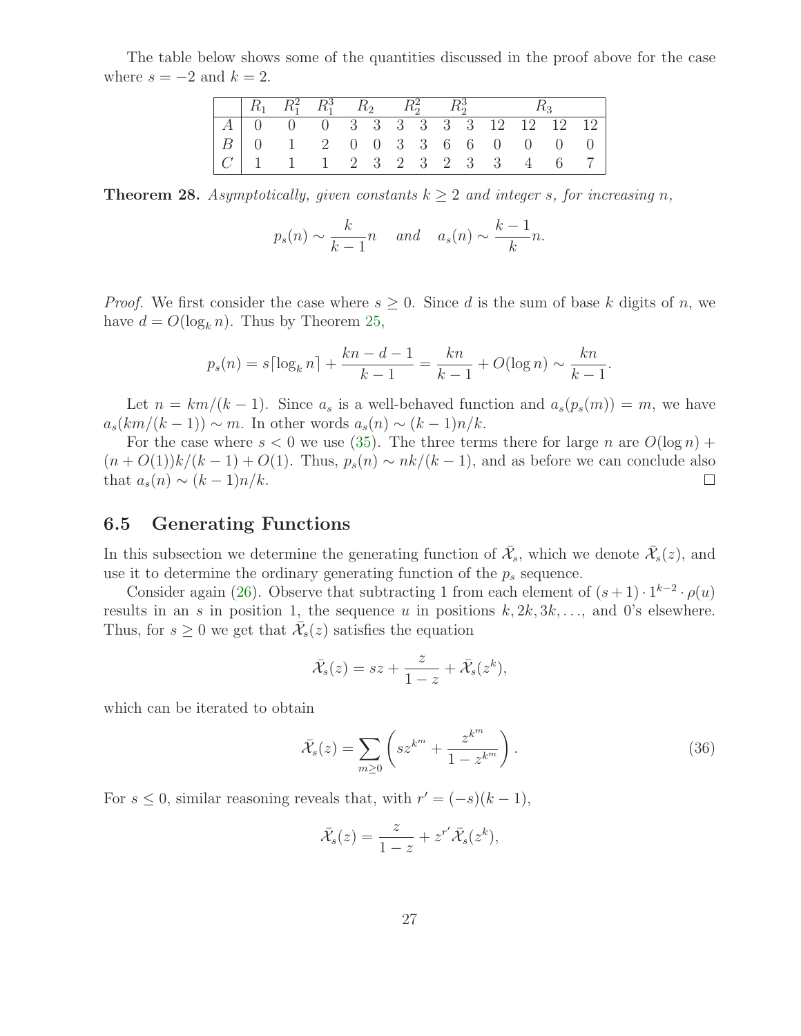The table below shows some of the quantities discussed in the proof above for the case where $s = -2$ and $k = 2$.

| | $R_1$ | $R_1^2$ | $R_1^3$ | $R_2$ | | $R_2^2$ | | $R_2^3$ | | $R_3$ | | | |
|---|---|---|---|---|---|---|---|---|---|---|---|---|---|
| $A$ | 0 | 0 | 0 | 3 | 3 | 3 | 3 | 3 | 3 | 12 | 12 | 12 | 12 |
| $B$ | 0 | 1 | 2 | 0 | 0 | 3 | 3 | 6 | 6 | 0 | 0 | 0 | 0 |
| $C$ | 1 | 1 | 1 | 2 | 3 | 2 | 3 | 2 | 3 | 3 | 4 | 6 | 7 |

**Theorem 28.** *Asymptotically, given constants $k \geq 2$ and integer $s$, for increasing $n$,*

$$p_s(n) \sim \frac{k}{k-1}n \quad \text{and} \quad a_s(n) \sim \frac{k-1}{k}n.$$

*Proof.* We first consider the case where $s \geq 0$. Since $d$ is the sum of base $k$ digits of $n$, we have $d = O(\log_k n)$. Thus by Theorem 25,

$$p_s(n) = s\lceil \log_k n \rceil + \frac{kn - d - 1}{k-1} = \frac{kn}{k-1} + O(\log n) \sim \frac{kn}{k-1}.$$

Let $n = km/(k-1)$. Since $a_s$ is a well-behaved function and $a_s(p_s(m)) = m$, we have $a_s(km/(k-1)) \sim m$. In other words $a_s(n) \sim (k-1)n/k$.

For the case where $s < 0$ we use (35). The three terms there for large $n$ are $O(\log n) + (n + O(1))k/(k-1) + O(1)$. Thus, $p_s(n) \sim nk/(k-1)$, and as before we can conclude also that $a_s(n) \sim (k-1)n/k$. $\square$

## 6.5 Generating Functions

In this subsection we determine the generating function of $\bar{\mathcal{X}}_s$, which we denote $\bar{\mathcal{X}}_s(z)$, and use it to determine the ordinary generating function of the $p_s$ sequence.

Consider again (26). Observe that subtracting 1 from each element of $(s+1) \cdot 1^{k-2} \cdot \rho(u)$ results in an $s$ in position 1, the sequence $u$ in positions $k, 2k, 3k, \ldots$, and 0's elsewhere. Thus, for $s \geq 0$ we get that $\bar{\mathcal{X}}_s(z)$ satisfies the equation

$$\bar{\mathcal{X}}_s(z) = sz + \frac{z}{1-z} + \bar{\mathcal{X}}_s(z^k),$$

which can be iterated to obtain

$$\bar{\mathcal{X}}_s(z) = \sum_{m \geq 0} \left( sz^{k^m} + \frac{z^{k^m}}{1 - z^{k^m}} \right). \tag{36}$$

For $s \leq 0$, similar reasoning reveals that, with $r' = (-s)(k-1)$,

$$\bar{\mathcal{X}}_s(z) = \frac{z}{1-z} + z^{r'} \bar{\mathcal{X}}_s(z^k),$$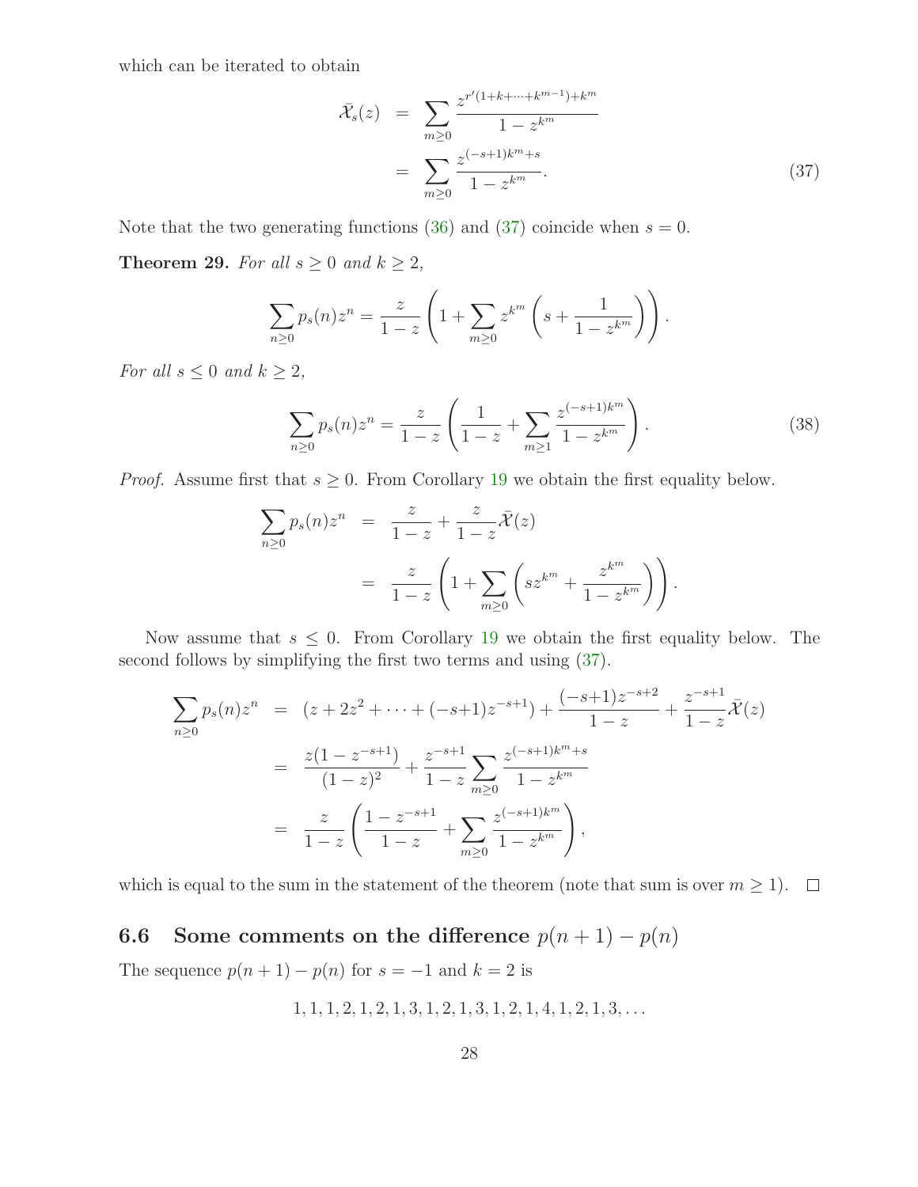which can be iterated to obtain

$$\begin{aligned}
\bar{\mathcal{X}}_s(z) &= \sum_{m\geq 0} \frac{z^{r'(1+k+\cdots+k^{m-1})+k^m}}{1-z^{k^m}} \\
&= \sum_{m\geq 0} \frac{z^{(-s+1)k^m+s}}{1-z^{k^m}}. \qquad (37)
\end{aligned}$$

Note that the two generating functions (36) and (37) coincide when $s = 0$.

**Theorem 29.** *For all $s \geq 0$ and $k \geq 2$,*

$$\sum_{n\geq 0} p_s(n) z^n = \frac{z}{1-z}\left(1 + \sum_{m\geq 0} z^{k^m}\left(s + \frac{1}{1-z^{k^m}}\right)\right).$$

*For all $s \leq 0$ and $k \geq 2$,*

$$\sum_{n\geq 0} p_s(n) z^n = \frac{z}{1-z}\left(\frac{1}{1-z} + \sum_{m\geq 1} \frac{z^{(-s+1)k^m}}{1-z^{k^m}}\right). \qquad (38)$$

*Proof.* Assume first that $s \geq 0$. From Corollary 19 we obtain the first equality below.

$$\begin{aligned}
\sum_{n\geq 0} p_s(n) z^n &= \frac{z}{1-z} + \frac{z}{1-z}\bar{\mathcal{X}}(z) \\
&= \frac{z}{1-z}\left(1 + \sum_{m\geq 0}\left(s z^{k^m} + \frac{z^{k^m}}{1-z^{k^m}}\right)\right).
\end{aligned}$$

Now assume that $s \leq 0$. From Corollary 19 we obtain the first equality below. The second follows by simplifying the first two terms and using (37).

$$\begin{aligned}
\sum_{n\geq 0} p_s(n) z^n &= (z + 2z^2 + \cdots + (-s{+}1)z^{-s+1}) + \frac{(-s{+}1)z^{-s+2}}{1-z} + \frac{z^{-s+1}}{1-z}\bar{\mathcal{X}}(z) \\
&= \frac{z(1-z^{-s+1})}{(1-z)^2} + \frac{z^{-s+1}}{1-z}\sum_{m\geq 0}\frac{z^{(-s+1)k^m+s}}{1-z^{k^m}} \\
&= \frac{z}{1-z}\left(\frac{1-z^{-s+1}}{1-z} + \sum_{m\geq 0}\frac{z^{(-s+1)k^m}}{1-z^{k^m}}\right),
\end{aligned}$$

which is equal to the sum in the statement of the theorem (note that sum is over $m \geq 1$). $\square$

## 6.6 Some comments on the difference $p(n+1) - p(n)$

The sequence $p(n+1) - p(n)$ for $s = -1$ and $k = 2$ is

$$1, 1, 1, 2, 1, 2, 1, 3, 1, 2, 1, 3, 1, 2, 1, 4, 1, 2, 1, 3, \ldots$$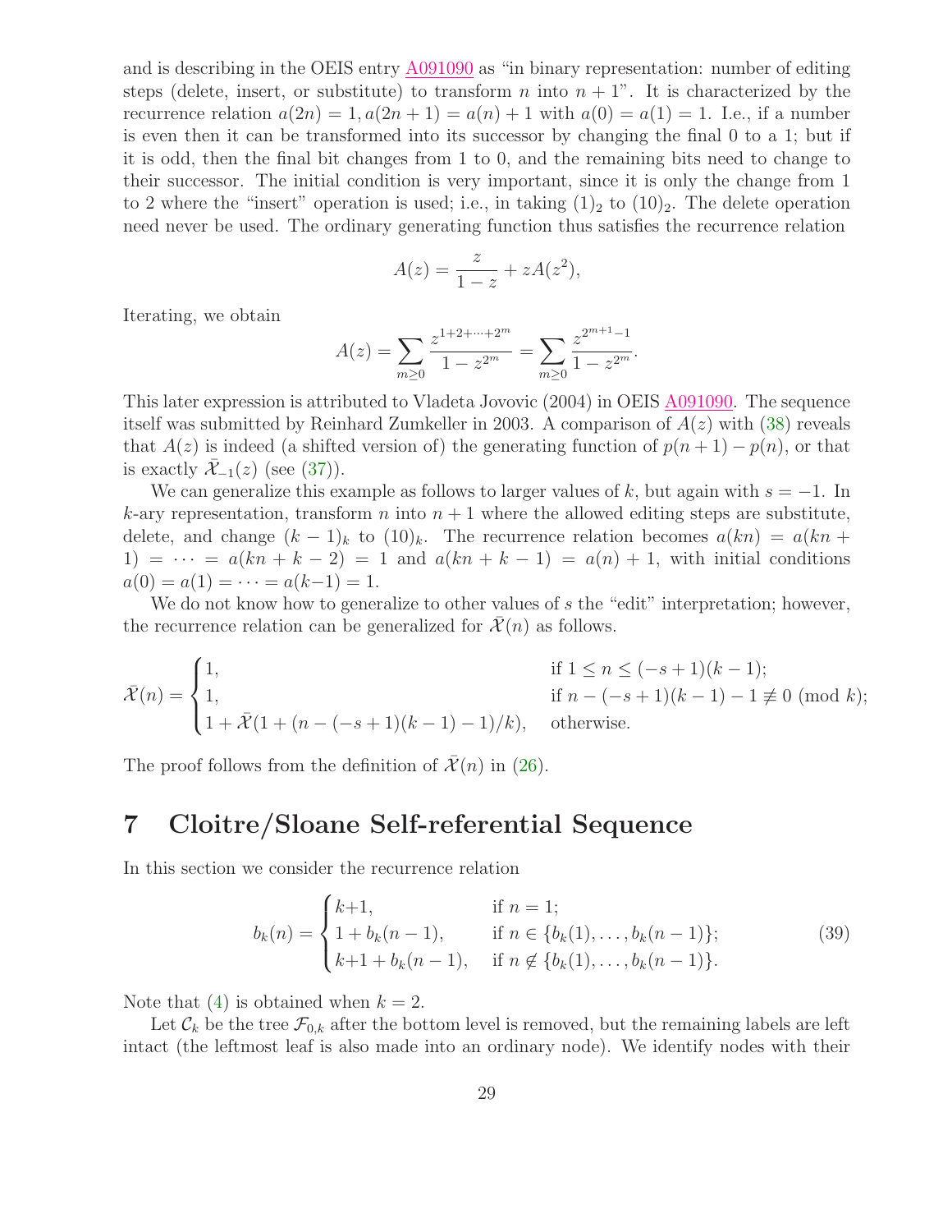and is describing in the OEIS entry A091090 as "in binary representation: number of editing steps (delete, insert, or substitute) to transform $n$ into $n+1$". It is characterized by the recurrence relation $a(2n) = 1, a(2n+1) = a(n)+1$ with $a(0) = a(1) = 1$. I.e., if a number is even then it can be transformed into its successor by changing the final 0 to a 1; but if it is odd, then the final bit changes from 1 to 0, and the remaining bits need to change to their successor. The initial condition is very important, since it is only the change from 1 to 2 where the "insert" operation is used; i.e., in taking $(1)_2$ to $(10)_2$. The delete operation need never be used. The ordinary generating function thus satisfies the recurrence relation

$$A(z) = \frac{z}{1-z} + zA(z^2),$$

Iterating, we obtain

$$A(z) = \sum_{m\geq 0} \frac{z^{1+2+\cdots+2^m}}{1-z^{2^m}} = \sum_{m\geq 0} \frac{z^{2^{m+1}-1}}{1-z^{2^m}}.$$

This later expression is attributed to Vladeta Jovovic (2004) in OEIS A091090. The sequence itself was submitted by Reinhard Zumkeller in 2003. A comparison of $A(z)$ with (38) reveals that $A(z)$ is indeed (a shifted version of) the generating function of $p(n+1) - p(n)$, or that is exactly $\bar{\mathcal{X}}_{-1}(z)$ (see (37)).

We can generalize this example as follows to larger values of $k$, but again with $s = -1$. In $k$-ary representation, transform $n$ into $n+1$ where the allowed editing steps are substitute, delete, and change $(k-1)_k$ to $(10)_k$. The recurrence relation becomes $a(kn) = a(kn+1) = \cdots = a(kn+k-2) = 1$ and $a(kn+k-1) = a(n)+1$, with initial conditions $a(0) = a(1) = \cdots = a(k-1) = 1$.

We do not know how to generalize to other values of $s$ the "edit" interpretation; however, the recurrence relation can be generalized for $\bar{\mathcal{X}}(n)$ as follows.

$$\bar{\mathcal{X}}(n) = \begin{cases} 1, & \text{if } 1 \leq n \leq (-s+1)(k-1); \\ 1, & \text{if } n - (-s+1)(k-1) - 1 \not\equiv 0 \pmod{k}; \\ 1 + \bar{\mathcal{X}}(1 + (n - (-s+1)(k-1) - 1)/k), & \text{otherwise.} \end{cases}$$

The proof follows from the definition of $\bar{\mathcal{X}}(n)$ in (26).

# 7 Cloitre/Sloane Self-referential Sequence

In this section we consider the recurrence relation

$$b_k(n) = \begin{cases} k+1, & \text{if } n = 1; \\ 1 + b_k(n-1), & \text{if } n \in \{b_k(1), \ldots, b_k(n-1)\}; \\ k+1 + b_k(n-1), & \text{if } n \notin \{b_k(1), \ldots, b_k(n-1)\}. \end{cases} \tag{39}$$

Note that (4) is obtained when $k = 2$.

Let $\mathcal{C}_k$ be the tree $\mathcal{F}_{0,k}$ after the bottom level is removed, but the remaining labels are left intact (the leftmost leaf is also made into an ordinary node). We identify nodes with their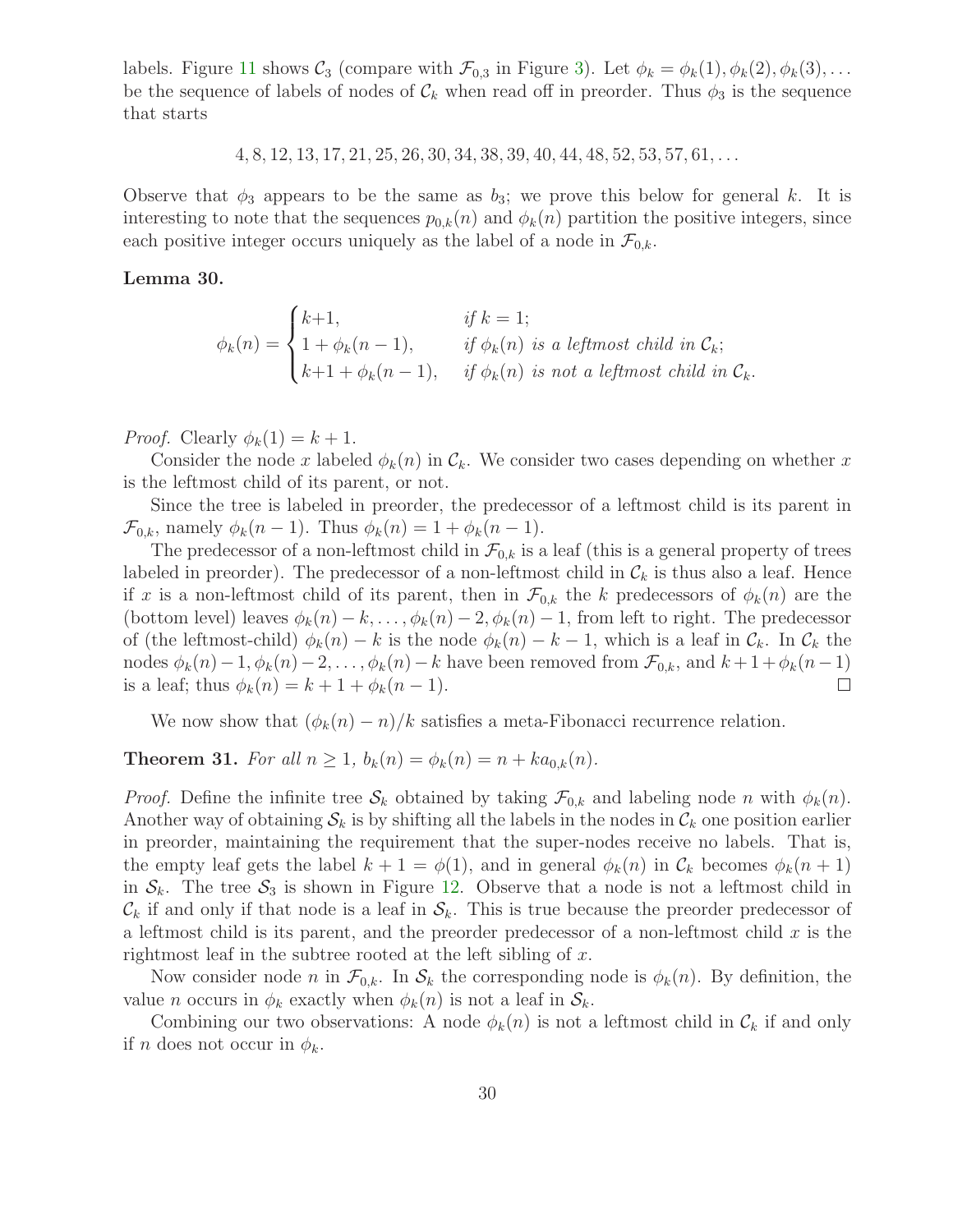labels. Figure 11 shows $\mathcal{C}_3$ (compare with $\mathcal{F}_{0,3}$ in Figure 3). Let $\phi_k = \phi_k(1), \phi_k(2), \phi_k(3), \ldots$ be the sequence of labels of nodes of $\mathcal{C}_k$ when read off in preorder. Thus $\phi_3$ is the sequence that starts

$$4, 8, 12, 13, 17, 21, 25, 26, 30, 34, 38, 39, 40, 44, 48, 52, 53, 57, 61, \ldots$$

Observe that $\phi_3$ appears to be the same as $b_3$; we prove this below for general $k$. It is interesting to note that the sequences $p_{0,k}(n)$ and $\phi_k(n)$ partition the positive integers, since each positive integer occurs uniquely as the label of a node in $\mathcal{F}_{0,k}$.

**Lemma 30.**

$$\phi_k(n) = \begin{cases} k{+}1, & \text{if } k = 1; \\ 1 + \phi_k(n-1), & \text{if } \phi_k(n) \text{ is a leftmost child in } \mathcal{C}_k; \\ k{+}1 + \phi_k(n-1), & \text{if } \phi_k(n) \text{ is not a leftmost child in } \mathcal{C}_k. \end{cases}$$

*Proof.* Clearly $\phi_k(1) = k + 1$.

Consider the node $x$ labeled $\phi_k(n)$ in $\mathcal{C}_k$. We consider two cases depending on whether $x$ is the leftmost child of its parent, or not.

Since the tree is labeled in preorder, the predecessor of a leftmost child is its parent in $\mathcal{F}_{0,k}$, namely $\phi_k(n-1)$. Thus $\phi_k(n) = 1 + \phi_k(n-1)$.

The predecessor of a non-leftmost child in $\mathcal{F}_{0,k}$ is a leaf (this is a general property of trees labeled in preorder). The predecessor of a non-leftmost child in $\mathcal{C}_k$ is thus also a leaf. Hence if $x$ is a non-leftmost child of its parent, then in $\mathcal{F}_{0,k}$ the $k$ predecessors of $\phi_k(n)$ are the (bottom level) leaves $\phi_k(n) - k, \ldots, \phi_k(n) - 2, \phi_k(n) - 1$, from left to right. The predecessor of (the leftmost-child) $\phi_k(n) - k$ is the node $\phi_k(n) - k - 1$, which is a leaf in $\mathcal{C}_k$. In $\mathcal{C}_k$ the nodes $\phi_k(n) - 1, \phi_k(n) - 2, \ldots, \phi_k(n) - k$ have been removed from $\mathcal{F}_{0,k}$, and $k + 1 + \phi_k(n-1)$ is a leaf; thus $\phi_k(n) = k + 1 + \phi_k(n-1)$. □

We now show that $(\phi_k(n) - n)/k$ satisfies a meta-Fibonacci recurrence relation.

**Theorem 31.** *For all $n \geq 1$, $b_k(n) = \phi_k(n) = n + ka_{0,k}(n)$.*

*Proof.* Define the infinite tree $\mathcal{S}_k$ obtained by taking $\mathcal{F}_{0,k}$ and labeling node $n$ with $\phi_k(n)$. Another way of obtaining $\mathcal{S}_k$ is by shifting all the labels in the nodes in $\mathcal{C}_k$ one position earlier in preorder, maintaining the requirement that the super-nodes receive no labels. That is, the empty leaf gets the label $k + 1 = \phi(1)$, and in general $\phi_k(n)$ in $\mathcal{C}_k$ becomes $\phi_k(n+1)$ in $\mathcal{S}_k$. The tree $\mathcal{S}_3$ is shown in Figure 12. Observe that a node is not a leftmost child in $\mathcal{C}_k$ if and only if that node is a leaf in $\mathcal{S}_k$. This is true because the preorder predecessor of a leftmost child is its parent, and the preorder predecessor of a non-leftmost child $x$ is the rightmost leaf in the subtree rooted at the left sibling of $x$.

Now consider node $n$ in $\mathcal{F}_{0,k}$. In $\mathcal{S}_k$ the corresponding node is $\phi_k(n)$. By definition, the value $n$ occurs in $\phi_k$ exactly when $\phi_k(n)$ is not a leaf in $\mathcal{S}_k$.

Combining our two observations: A node $\phi_k(n)$ is not a leftmost child in $\mathcal{C}_k$ if and only if $n$ does not occur in $\phi_k$.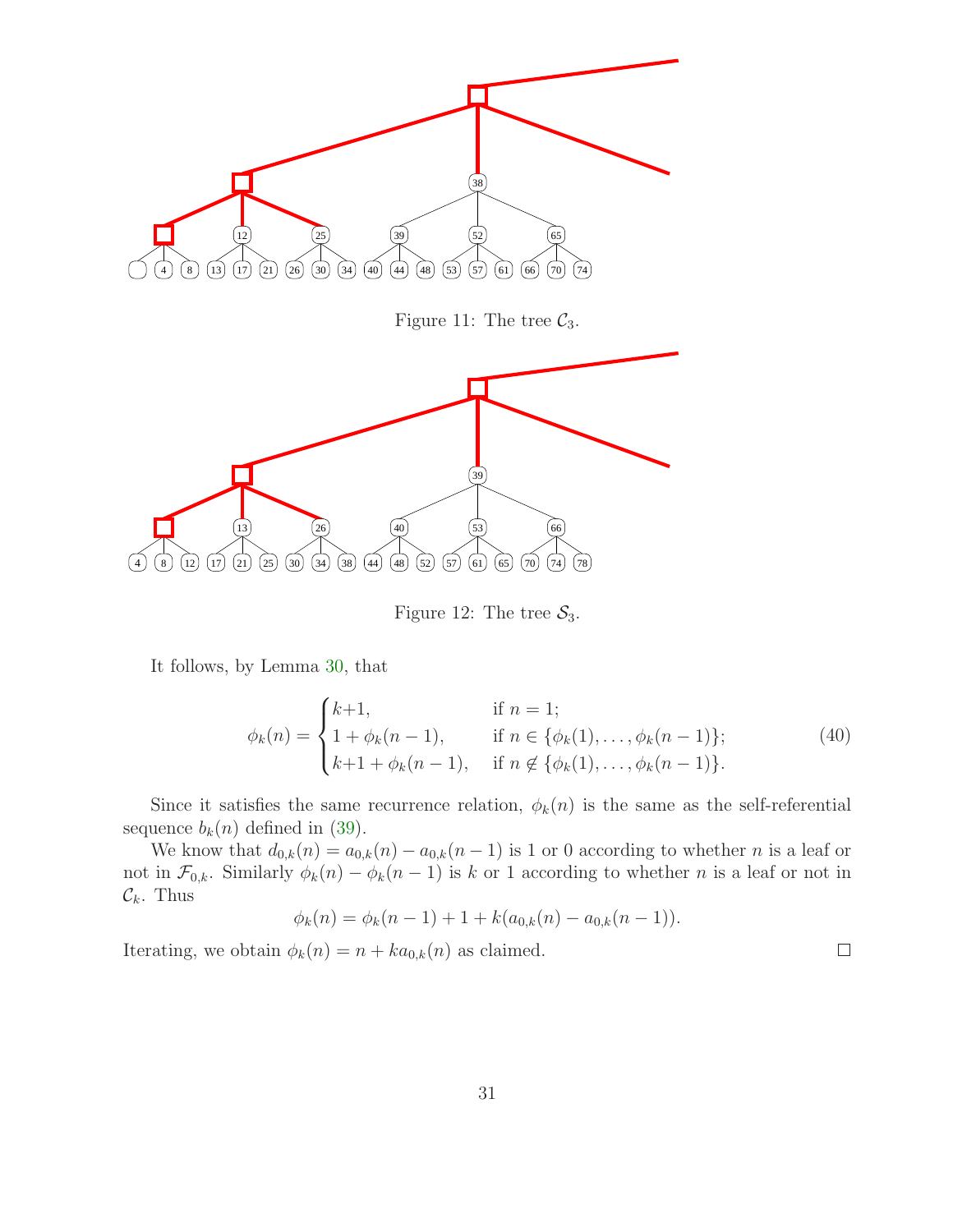Figure 11: The tree $\mathcal{C}_3$.

Figure 12: The tree $\mathcal{S}_3$.

It follows, by Lemma 30, that

$$\phi_k(n) = \begin{cases} k{+}1, & \text{if } n = 1; \\ 1 + \phi_k(n-1), & \text{if } n \in \{\phi_k(1), \ldots, \phi_k(n-1)\}; \\ k{+}1 + \phi_k(n-1), & \text{if } n \notin \{\phi_k(1), \ldots, \phi_k(n-1)\}. \end{cases} \tag{40}$$

Since it satisfies the same recurrence relation, $\phi_k(n)$ is the same as the self-referential sequence $b_k(n)$ defined in (39).

We know that $d_{0,k}(n) = a_{0,k}(n) - a_{0,k}(n-1)$ is 1 or 0 according to whether $n$ is a leaf or not in $\mathcal{F}_{0,k}$. Similarly $\phi_k(n) - \phi_k(n-1)$ is $k$ or 1 according to whether $n$ is a leaf or not in $\mathcal{C}_k$. Thus

$$\phi_k(n) = \phi_k(n-1) + 1 + k(a_{0,k}(n) - a_{0,k}(n-1)).$$

Iterating, we obtain $\phi_k(n) = n + ka_{0,k}(n)$ as claimed. $\square$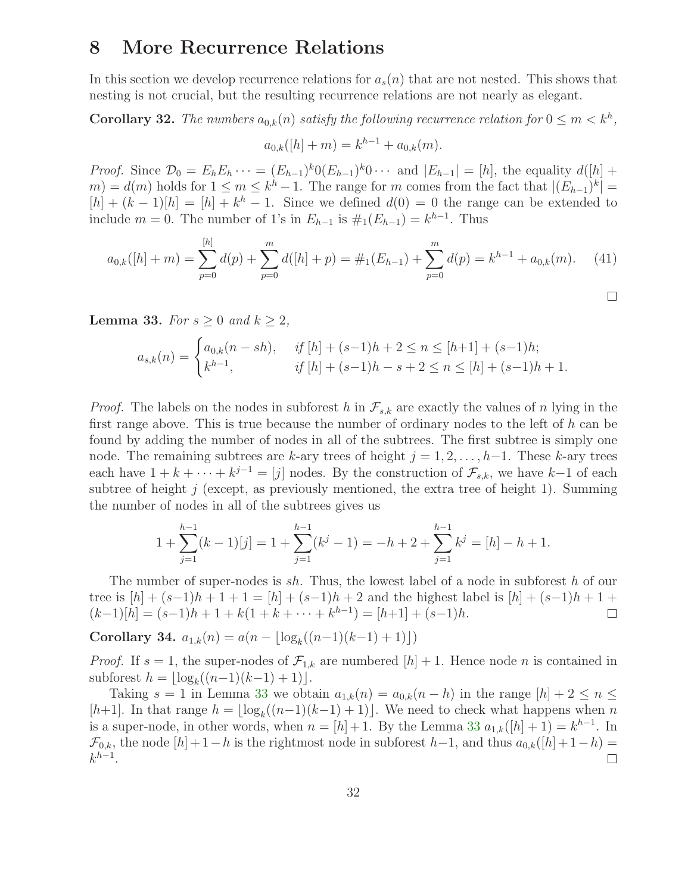## 8 More Recurrence Relations

In this section we develop recurrence relations for $a_s(n)$ that are not nested. This shows that nesting is not crucial, but the resulting recurrence relations are not nearly as elegant.

**Corollary 32.** *The numbers $a_{0,k}(n)$ satisfy the following recurrence relation for $0 \le m < k^h$,*

$$a_{0,k}([h] + m) = k^{h-1} + a_{0,k}(m).$$

*Proof.* Since $\mathcal{D}_0 = E_h E_h \cdots = (E_{h-1})^k 0 (E_{h-1})^k 0 \cdots$ and $|E_{h-1}| = [h]$, the equality $d([h] + m) = d(m)$ holds for $1 \le m \le k^h - 1$. The range for $m$ comes from the fact that $|(E_{h-1})^k| = [h] + (k-1)[h] = [h] + k^h - 1$. Since we defined $d(0) = 0$ the range can be extended to include $m = 0$. The number of 1's in $E_{h-1}$ is $\#_1(E_{h-1}) = k^{h-1}$. Thus

$$a_{0,k}([h] + m) = \sum_{p=0}^{[h]} d(p) + \sum_{p=0}^{m} d([h] + p) = \#_1(E_{h-1}) + \sum_{p=0}^{m} d(p) = k^{h-1} + a_{0,k}(m). \quad (41)$$

□

**Lemma 33.** *For $s \ge 0$ and $k \ge 2$,*

$$a_{s,k}(n) = \begin{cases} a_{0,k}(n - sh), & \text{if } [h] + (s-1)h + 2 \le n \le [h+1] + (s-1)h; \\ k^{h-1}, & \text{if } [h] + (s-1)h - s + 2 \le n \le [h] + (s-1)h + 1. \end{cases}$$

*Proof.* The labels on the nodes in subforest $h$ in $\mathcal{F}_{s,k}$ are exactly the values of $n$ lying in the first range above. This is true because the number of ordinary nodes to the left of $h$ can be found by adding the number of nodes in all of the subtrees. The first subtree is simply one node. The remaining subtrees are $k$-ary trees of height $j = 1, 2, \ldots, h-1$. These $k$-ary trees each have $1 + k + \cdots + k^{j-1} = [j]$ nodes. By the construction of $\mathcal{F}_{s,k}$, we have $k-1$ of each subtree of height $j$ (except, as previously mentioned, the extra tree of height 1). Summing the number of nodes in all of the subtrees gives us

$$1 + \sum_{j=1}^{h-1} (k-1)[j] = 1 + \sum_{j=1}^{h-1} (k^j - 1) = -h + 2 + \sum_{j=1}^{h-1} k^j = [h] - h + 1.$$

The number of super-nodes is $sh$. Thus, the lowest label of a node in subforest $h$ of our tree is $[h] + (s-1)h + 1 + 1 = [h] + (s-1)h + 2$ and the highest label is $[h] + (s-1)h + 1 + (k-1)[h] = (s-1)h + 1 + k(1 + k + \cdots + k^{h-1}) = [h+1] + (s-1)h$. □

**Corollary 34.** $a_{1,k}(n) = a(n - \lfloor \log_k((n-1)(k-1) + 1) \rfloor)$

*Proof.* If $s = 1$, the super-nodes of $\mathcal{F}_{1,k}$ are numbered $[h] + 1$. Hence node $n$ is contained in subforest $h = \lfloor \log_k((n-1)(k-1) + 1) \rfloor$.

Taking $s = 1$ in Lemma 33 we obtain $a_{1,k}(n) = a_{0,k}(n - h)$ in the range $[h] + 2 \le n \le [h+1]$. In that range $h = \lfloor \log_k((n-1)(k-1) + 1) \rfloor$. We need to check what happens when $n$ is a super-node, in other words, when $n = [h] + 1$. By the Lemma 33 $a_{1,k}([h] + 1) = k^{h-1}$. In $\mathcal{F}_{0,k}$, the node $[h] + 1 - h$ is the rightmost node in subforest $h-1$, and thus $a_{0,k}([h] + 1 - h) = k^{h-1}$. □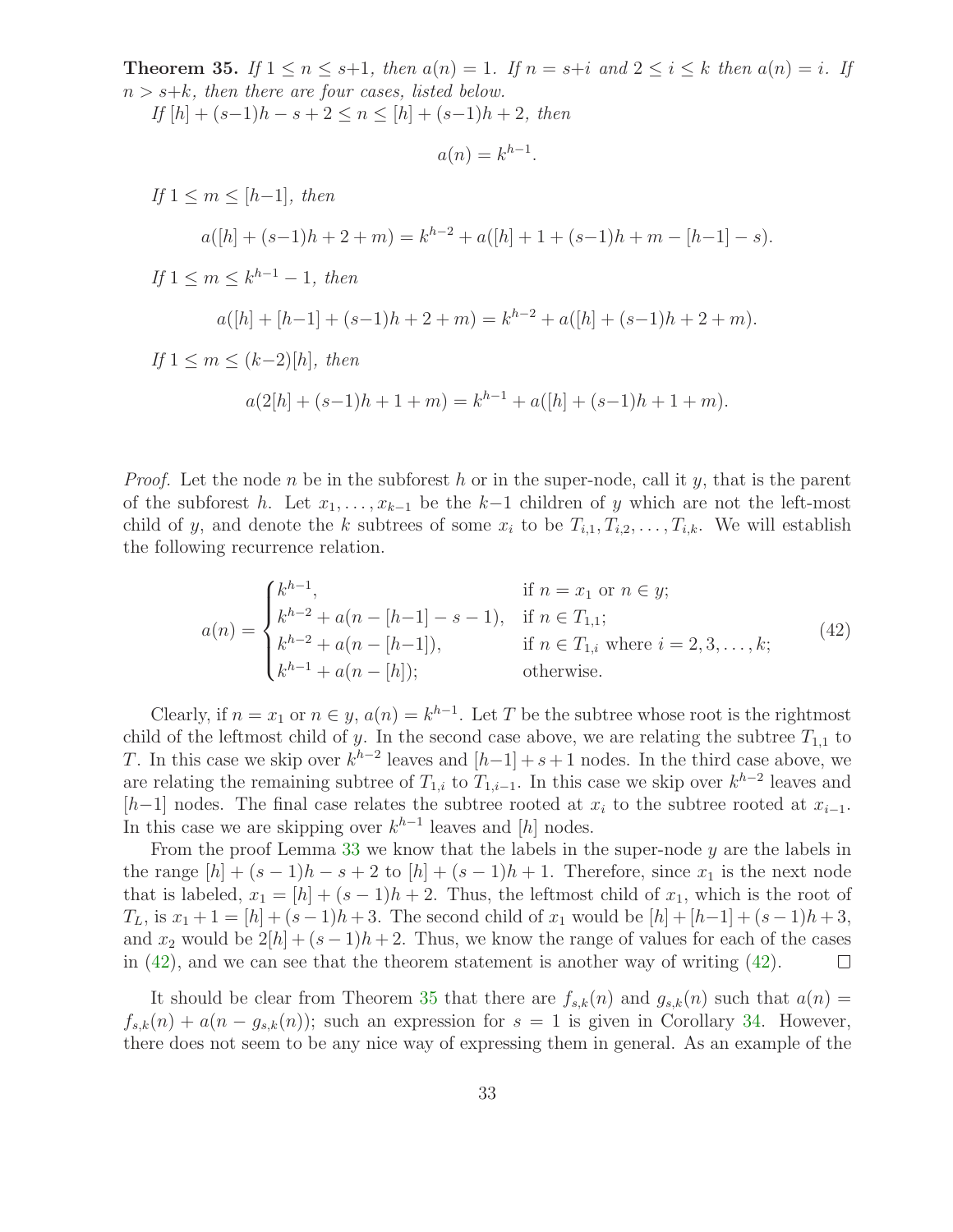**Theorem 35.** *If $1 \le n \le s{+}1$, then $a(n) = 1$. If $n = s{+}i$ and $2 \le i \le k$ then $a(n) = i$. If $n > s{+}k$, then there are four cases, listed below.*

*If $[h] + (s{-}1)h - s + 2 \le n \le [h] + (s{-}1)h + 2$, then*

$$a(n) = k^{h-1}.$$

*If $1 \le m \le [h{-}1]$, then*

$$a([h] + (s{-}1)h + 2 + m) = k^{h-2} + a([h] + 1 + (s{-}1)h + m - [h{-}1] - s).$$

*If $1 \le m \le k^{h-1} - 1$, then*

$$a([h] + [h{-}1] + (s{-}1)h + 2 + m) = k^{h-2} + a([h] + (s{-}1)h + 2 + m).$$

*If $1 \le m \le (k{-}2)[h]$, then*

$$a(2[h] + (s{-}1)h + 1 + m) = k^{h-1} + a([h] + (s{-}1)h + 1 + m).$$

*Proof.* Let the node $n$ be in the subforest $h$ or in the super-node, call it $y$, that is the parent of the subforest $h$. Let $x_1, \ldots, x_{k-1}$ be the $k{-}1$ children of $y$ which are not the left-most child of $y$, and denote the $k$ subtrees of some $x_i$ to be $T_{i,1}, T_{i,2}, \ldots, T_{i,k}$. We will establish the following recurrence relation.

$$a(n) = \begin{cases} k^{h-1}, & \text{if } n = x_1 \text{ or } n \in y; \\ k^{h-2} + a(n - [h{-}1] - s - 1), & \text{if } n \in T_{1,1}; \\ k^{h-2} + a(n - [h{-}1]), & \text{if } n \in T_{1,i} \text{ where } i = 2, 3, \ldots, k; \\ k^{h-1} + a(n - [h]); & \text{otherwise.} \end{cases} \tag{42}$$

Clearly, if $n = x_1$ or $n \in y$, $a(n) = k^{h-1}$. Let $T$ be the subtree whose root is the rightmost child of the leftmost child of $y$. In the second case above, we are relating the subtree $T_{1,1}$ to $T$. In this case we skip over $k^{h-2}$ leaves and $[h{-}1] + s + 1$ nodes. In the third case above, we are relating the remaining subtree of $T_{1,i}$ to $T_{1,i-1}$. In this case we skip over $k^{h-2}$ leaves and $[h{-}1]$ nodes. The final case relates the subtree rooted at $x_i$ to the subtree rooted at $x_{i-1}$. In this case we are skipping over $k^{h-1}$ leaves and $[h]$ nodes.

From the proof Lemma 33 we know that the labels in the super-node $y$ are the labels in the range $[h] + (s-1)h - s + 2$ to $[h] + (s-1)h + 1$. Therefore, since $x_1$ is the next node that is labeled, $x_1 = [h] + (s-1)h + 2$. Thus, the leftmost child of $x_1$, which is the root of $T_L$, is $x_1 + 1 = [h] + (s-1)h + 3$. The second child of $x_1$ would be $[h] + [h{-}1] + (s-1)h + 3$, and $x_2$ would be $2[h] + (s-1)h + 2$. Thus, we know the range of values for each of the cases in (42), and we can see that the theorem statement is another way of writing (42). $\square$

It should be clear from Theorem 35 that there are $f_{s,k}(n)$ and $g_{s,k}(n)$ such that $a(n) = f_{s,k}(n) + a(n - g_{s,k}(n))$; such an expression for $s = 1$ is given in Corollary 34. However, there does not seem to be any nice way of expressing them in general. As an example of the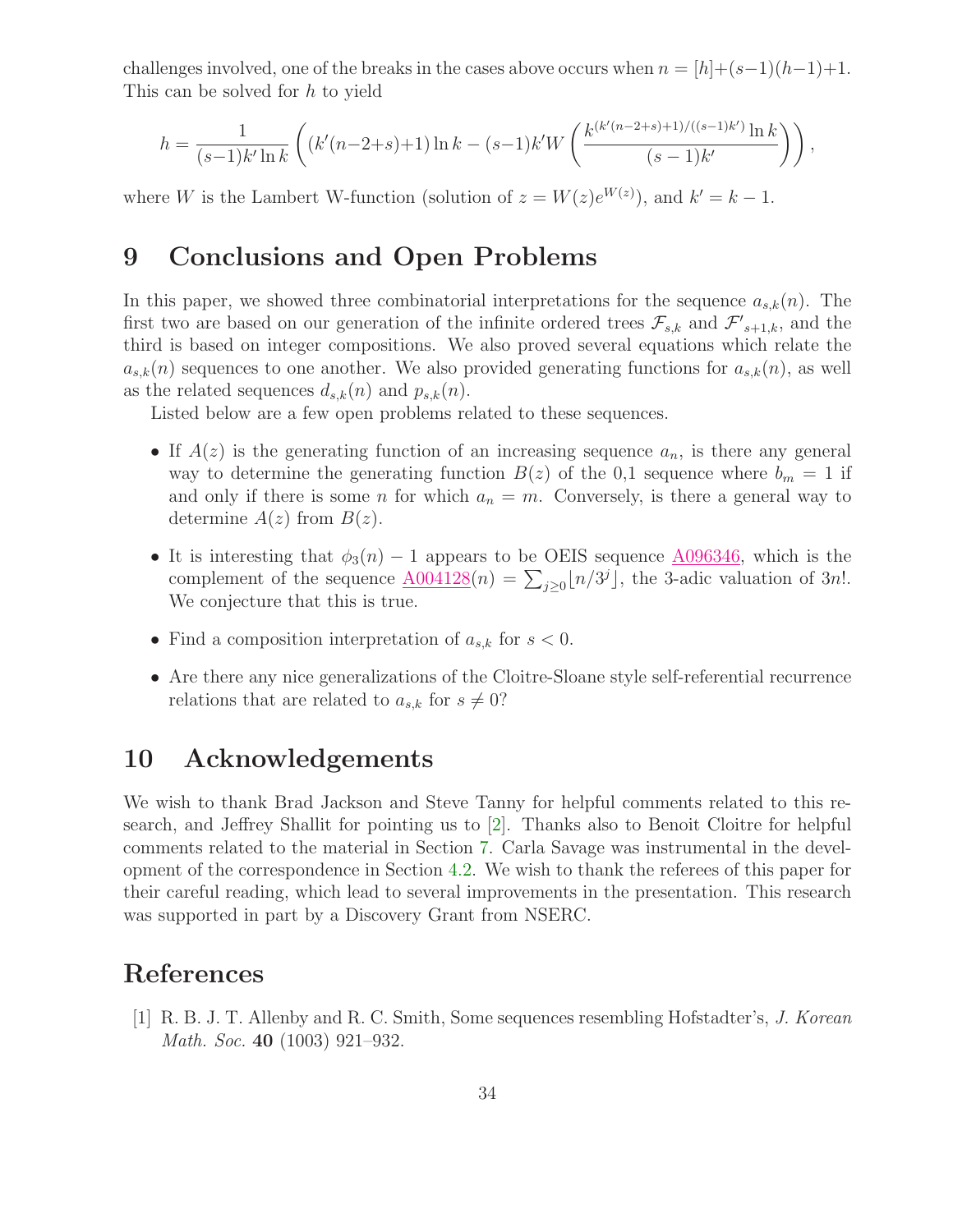challenges involved, one of the breaks in the cases above occurs when $n = [h]+(s-1)(h-1)+1$. This can be solved for $h$ to yield

$$h = \frac{1}{(s-1)k' \ln k} \left( (k'(n-2+s)+1) \ln k - (s-1)k' W \left( \frac{k^{(k'(n-2+s)+1)/((s-1)k')} \ln k}{(s-1)k'} \right) \right),$$

where $W$ is the Lambert W-function (solution of $z = W(z)e^{W(z)}$), and $k' = k-1$.

## 9 Conclusions and Open Problems

In this paper, we showed three combinatorial interpretations for the sequence $a_{s,k}(n)$. The first two are based on our generation of the infinite ordered trees $\mathcal{F}_{s,k}$ and $\mathcal{F}'_{s+1,k}$, and the third is based on integer compositions. We also proved several equations which relate the $a_{s,k}(n)$ sequences to one another. We also provided generating functions for $a_{s,k}(n)$, as well as the related sequences $d_{s,k}(n)$ and $p_{s,k}(n)$.

Listed below are a few open problems related to these sequences.

- If $A(z)$ is the generating function of an increasing sequence $a_n$, is there any general way to determine the generating function $B(z)$ of the 0,1 sequence where $b_m = 1$ if and only if there is some $n$ for which $a_n = m$. Conversely, is there a general way to determine $A(z)$ from $B(z)$.
- It is interesting that $\phi_3(n) - 1$ appears to be OEIS sequence A096346, which is the complement of the sequence A004128$(n) = \sum_{j \geq 0} \lfloor n/3^j \rfloor$, the 3-adic valuation of $3n!$. We conjecture that this is true.
- Find a composition interpretation of $a_{s,k}$ for $s < 0$.
- Are there any nice generalizations of the Cloitre-Sloane style self-referential recurrence relations that are related to $a_{s,k}$ for $s \neq 0$?

## 10 Acknowledgements

We wish to thank Brad Jackson and Steve Tanny for helpful comments related to this research, and Jeffrey Shallit for pointing us to [2]. Thanks also to Benoit Cloitre for helpful comments related to the material in Section 7. Carla Savage was instrumental in the development of the correspondence in Section 4.2. We wish to thank the referees of this paper for their careful reading, which lead to several improvements in the presentation. This research was supported in part by a Discovery Grant from NSERC.

## References

[1] R. B. J. T. Allenby and R. C. Smith, Some sequences resembling Hofstadter's, *J. Korean Math. Soc.* **40** (1003) 921–932.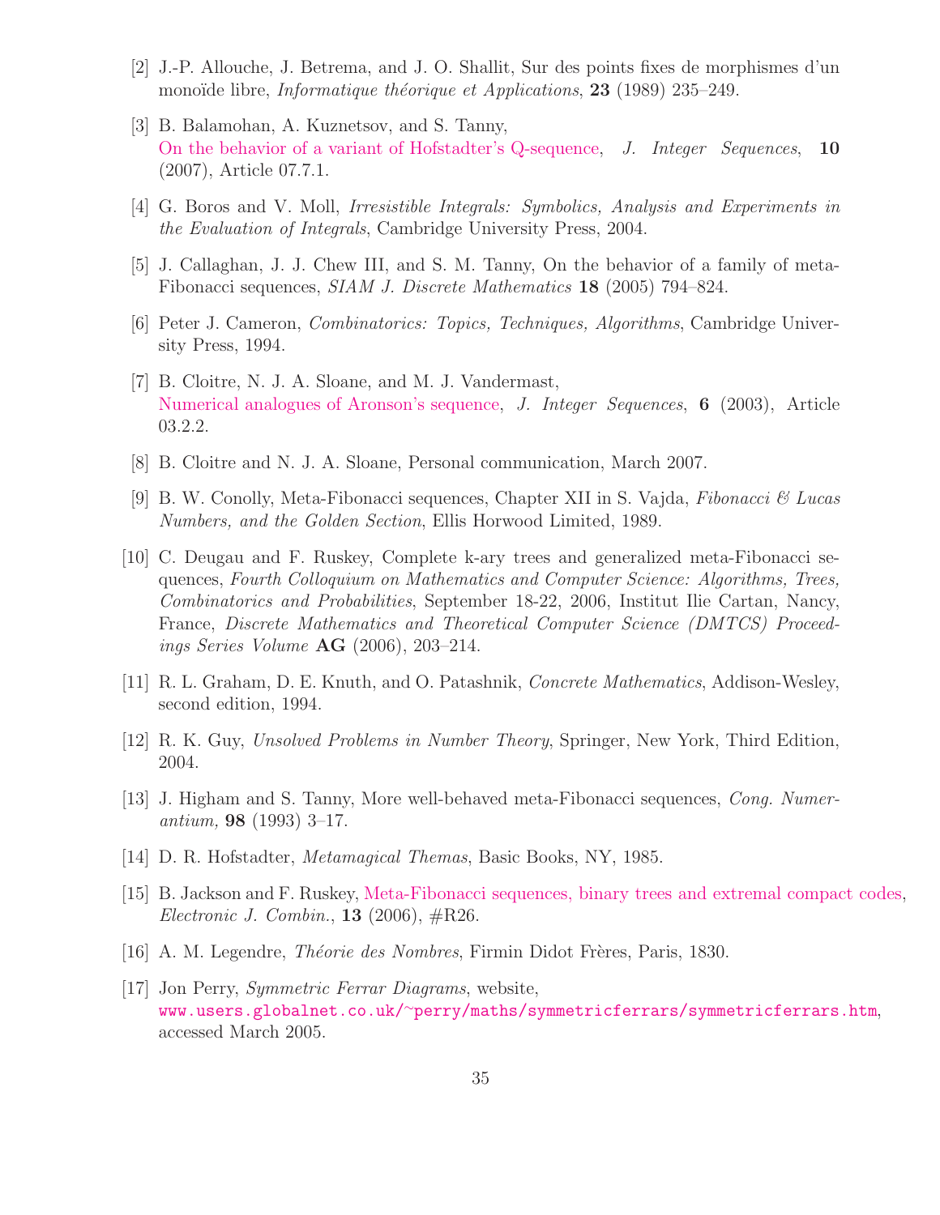[2] J.-P. Allouche, J. Betrema, and J. O. Shallit, Sur des points fixes de morphismes d'un monoïde libre, *Informatique théorique et Applications*, **23** (1989) 235–249.

[3] B. Balamohan, A. Kuznetsov, and S. Tanny, On the behavior of a variant of Hofstadter's Q-sequence, *J. Integer Sequences*, **10** (2007), Article 07.7.1.

[4] G. Boros and V. Moll, *Irresistible Integrals: Symbolics, Analysis and Experiments in the Evaluation of Integrals*, Cambridge University Press, 2004.

[5] J. Callaghan, J. J. Chew III, and S. M. Tanny, On the behavior of a family of meta-Fibonacci sequences, *SIAM J. Discrete Mathematics* **18** (2005) 794–824.

[6] Peter J. Cameron, *Combinatorics: Topics, Techniques, Algorithms*, Cambridge University Press, 1994.

[7] B. Cloitre, N. J. A. Sloane, and M. J. Vandermast, Numerical analogues of Aronson's sequence, *J. Integer Sequences*, **6** (2003), Article 03.2.2.

[8] B. Cloitre and N. J. A. Sloane, Personal communication, March 2007.

[9] B. W. Conolly, Meta-Fibonacci sequences, Chapter XII in S. Vajda, *Fibonacci & Lucas Numbers, and the Golden Section*, Ellis Horwood Limited, 1989.

[10] C. Deugau and F. Ruskey, Complete k-ary trees and generalized meta-Fibonacci sequences, *Fourth Colloquium on Mathematics and Computer Science: Algorithms, Trees, Combinatorics and Probabilities*, September 18-22, 2006, Institut Ilie Cartan, Nancy, France, *Discrete Mathematics and Theoretical Computer Science (DMTCS) Proceedings Series Volume* **AG** (2006), 203–214.

[11] R. L. Graham, D. E. Knuth, and O. Patashnik, *Concrete Mathematics*, Addison-Wesley, second edition, 1994.

[12] R. K. Guy, *Unsolved Problems in Number Theory*, Springer, New York, Third Edition, 2004.

[13] J. Higham and S. Tanny, More well-behaved meta-Fibonacci sequences, *Cong. Numerantium,* **98** (1993) 3–17.

[14] D. R. Hofstadter, *Metamagical Themas*, Basic Books, NY, 1985.

[15] B. Jackson and F. Ruskey, Meta-Fibonacci sequences, binary trees and extremal compact codes, *Electronic J. Combin.*, **13** (2006), #R26.

[16] A. M. Legendre, *Théorie des Nombres*, Firmin Didot Frères, Paris, 1830.

[17] Jon Perry, *Symmetric Ferrar Diagrams*, website, `www.users.globalnet.co.uk/~perry/maths/symmetricferrars/symmetricferrars.htm`, accessed March 2005.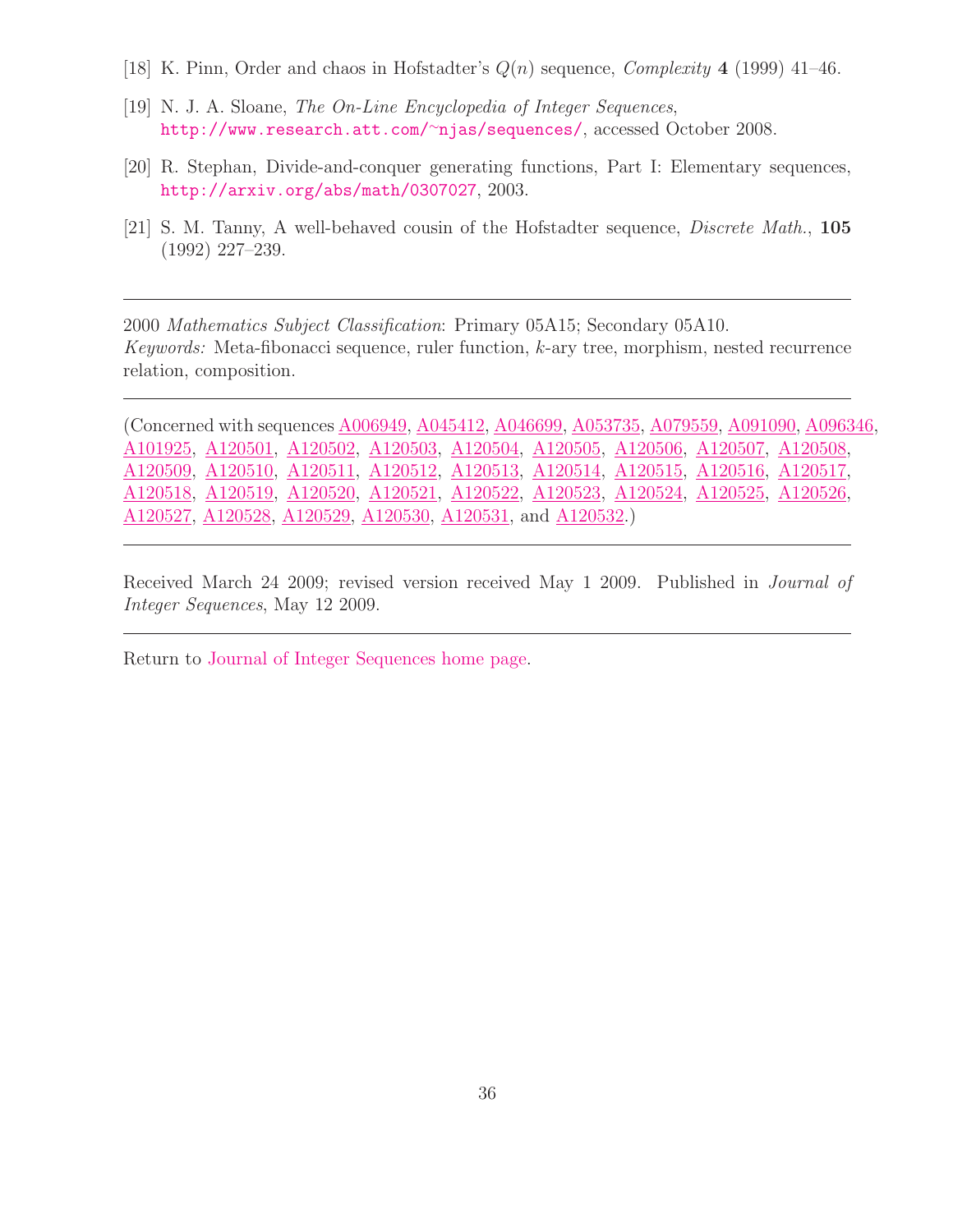[18] K. Pinn, Order and chaos in Hofstadter's $Q(n)$ sequence, *Complexity* **4** (1999) 41–46.

[19] N. J. A. Sloane, *The On-Line Encyclopedia of Integer Sequences*, http://www.research.att.com/~njas/sequences/, accessed October 2008.

[20] R. Stephan, Divide-and-conquer generating functions, Part I: Elementary sequences, http://arxiv.org/abs/math/0307027, 2003.

[21] S. M. Tanny, A well-behaved cousin of the Hofstadter sequence, *Discrete Math.*, **105** (1992) 227–239.

---

2000 *Mathematics Subject Classification*: Primary 05A15; Secondary 05A10.
*Keywords:* Meta-fibonacci sequence, ruler function, $k$-ary tree, morphism, nested recurrence relation, composition.

---

(Concerned with sequences A006949, A045412, A046699, A053735, A079559, A091090, A096346, A101925, A120501, A120502, A120503, A120504, A120505, A120506, A120507, A120508, A120509, A120510, A120511, A120512, A120513, A120514, A120515, A120516, A120517, A120518, A120519, A120520, A120521, A120522, A120523, A120524, A120525, A120526, A120527, A120528, A120529, A120530, A120531, and A120532.)

---

Received March 24 2009; revised version received May 1 2009. Published in *Journal of Integer Sequences*, May 12 2009.

---

Return to Journal of Integer Sequences home page.